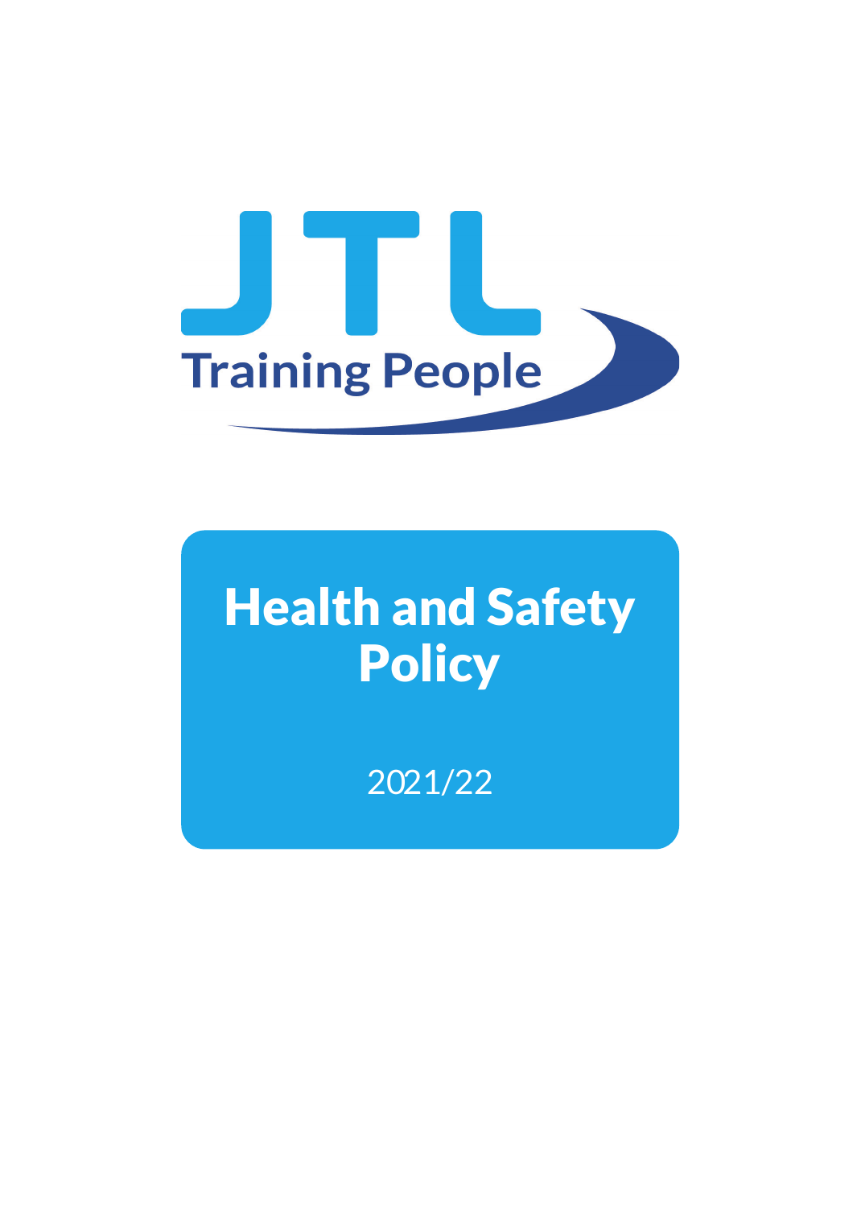JTL

Training People

# Health and Safety Policy

2021/22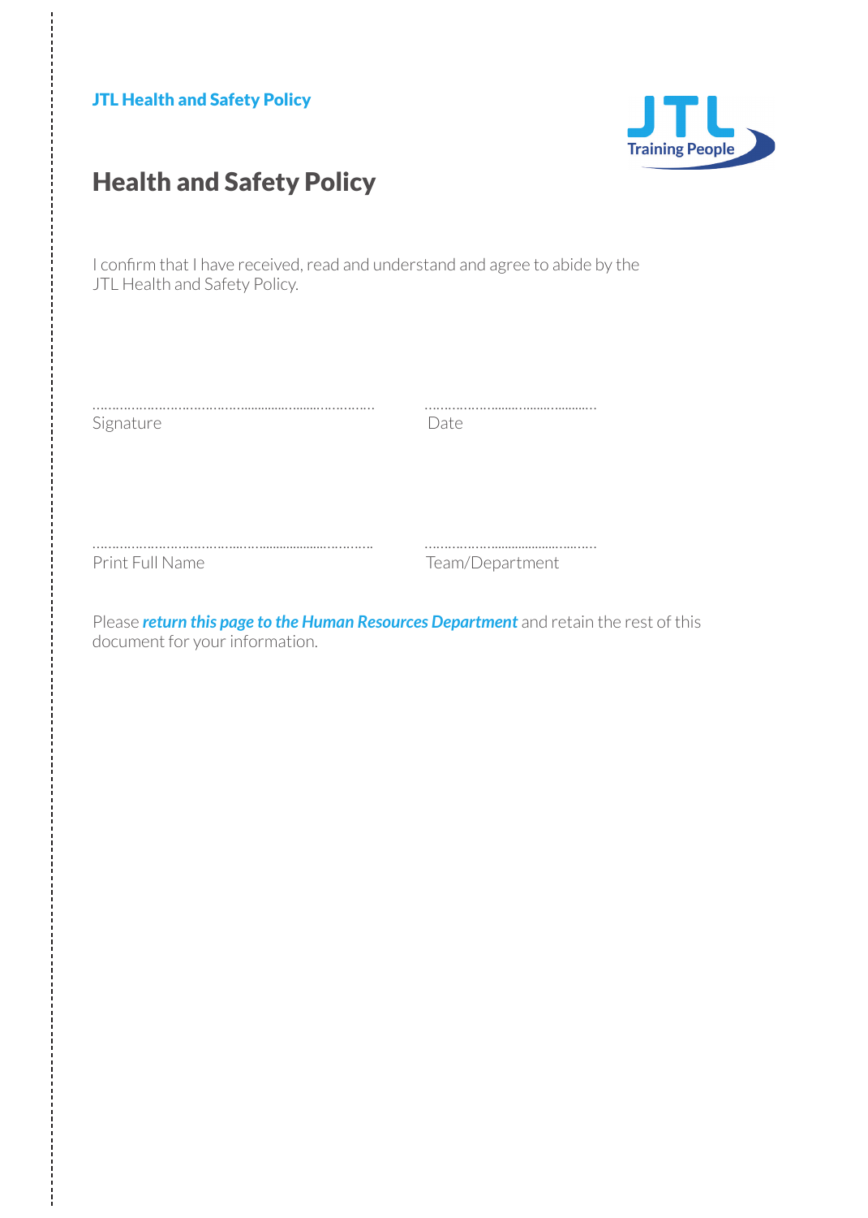# Health and Safety Policy

I confirm that I have received, read and understand and agree to abide by the JTL Health and Safety Policy.

.......................................................................... ..............................................

Signature Date

.......................................................................... ..............................................

Print Full Name Team/Department

Please ***return this page to the Human Resources Department*** and retain the rest of this document for your information.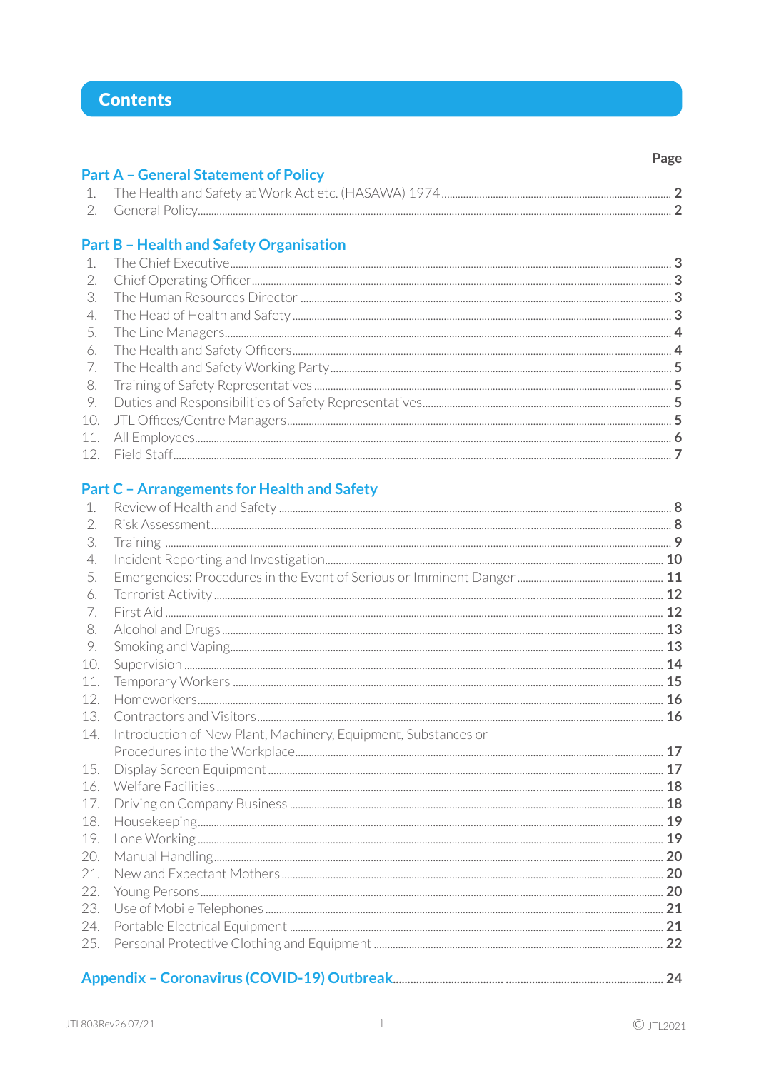# Contents

| | Page |
|---|---|
| **Part A – General Statement of Policy** | |
| 1. The Health and Safety at Work Act etc. (HASAWA) 1974 | 2 |
| 2. General Policy | 2 |
| **Part B – Health and Safety Organisation** | |
| 1. The Chief Executive | 3 |
| 2. Chief Operating Officer | 3 |
| 3. The Human Resources Director | 3 |
| 4. The Head of Health and Safety | 3 |
| 5. The Line Managers | 4 |
| 6. The Health and Safety Officers | 4 |
| 7. The Health and Safety Working Party | 5 |
| 8. Training of Safety Representatives | 5 |
| 9. Duties and Responsibilities of Safety Representatives | 5 |
| 10. JTL Offices/Centre Managers | 5 |
| 11. All Employees | 6 |
| 12. Field Staff | 7 |
| **Part C – Arrangements for Health and Safety** | |
| 1. Review of Health and Safety | 8 |
| 2. Risk Assessment | 8 |
| 3. Training | 9 |
| 4. Incident Reporting and Investigation | 10 |
| 5. Emergencies: Procedures in the Event of Serious or Imminent Danger | 11 |
| 6. Terrorist Activity | 12 |
| 7. First Aid | 12 |
| 8. Alcohol and Drugs | 13 |
| 9. Smoking and Vaping | 13 |
| 10. Supervision | 14 |
| 11. Temporary Workers | 15 |
| 12. Homeworkers | 16 |
| 13. Contractors and Visitors | 16 |
| 14. Introduction of New Plant, Machinery, Equipment, Substances or Procedures into the Workplace | 17 |
| 15. Display Screen Equipment | 17 |
| 16. Welfare Facilities | 18 |
| 17. Driving on Company Business | 18 |
| 18. Housekeeping | 19 |
| 19. Lone Working | 19 |
| 20. Manual Handling | 20 |
| 21. New and Expectant Mothers | 20 |
| 22. Young Persons | 20 |
| 23. Use of Mobile Telephones | 21 |
| 24. Portable Electrical Equipment | 21 |
| 25. Personal Protective Clothing and Equipment | 22 |
| **Appendix – Coronavirus (COVID-19) Outbreak** | 24 |

JTL803Rev26 07/21

© JTL2021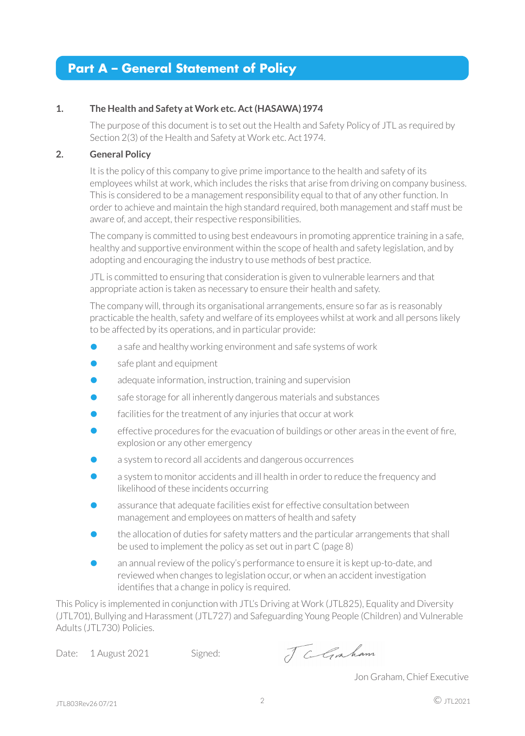## Part A – General Statement of Policy

### 1. The Health and Safety at Work etc. Act (HASAWA) 1974

The purpose of this document is to set out the Health and Safety Policy of JTL as required by Section 2(3) of the Health and Safety at Work etc. Act 1974.

### 2. General Policy

It is the policy of this company to give prime importance to the health and safety of its employees whilst at work, which includes the risks that arise from driving on company business. This is considered to be a management responsibility equal to that of any other function. In order to achieve and maintain the high standard required, both management and staff must be aware of, and accept, their respective responsibilities.

The company is committed to using best endeavours in promoting apprentice training in a safe, healthy and supportive environment within the scope of health and safety legislation, and by adopting and encouraging the industry to use methods of best practice.

JTL is committed to ensuring that consideration is given to vulnerable learners and that appropriate action is taken as necessary to ensure their health and safety.

The company will, through its organisational arrangements, ensure so far as is reasonably practicable the health, safety and welfare of its employees whilst at work and all persons likely to be affected by its operations, and in particular provide:

- a safe and healthy working environment and safe systems of work
- safe plant and equipment
- adequate information, instruction, training and supervision
- safe storage for all inherently dangerous materials and substances
- facilities for the treatment of any injuries that occur at work
- effective procedures for the evacuation of buildings or other areas in the event of fire, explosion or any other emergency
- a system to record all accidents and dangerous occurrences
- a system to monitor accidents and ill health in order to reduce the frequency and likelihood of these incidents occurring
- assurance that adequate facilities exist for effective consultation between management and employees on matters of health and safety
- the allocation of duties for safety matters and the particular arrangements that shall be used to implement the policy as set out in part C (page 8)
- an annual review of the policy's performance to ensure it is kept up-to-date, and reviewed when changes to legislation occur, or when an accident investigation identifies that a change in policy is required.

This Policy is implemented in conjunction with JTL's Driving at Work (JTL825), Equality and Diversity (JTL701), Bullying and Harassment (JTL727) and Safeguarding Young People (Children) and Vulnerable Adults (JTL730) Policies.

Date: 1 August 2021  Signed: J C Graham

Jon Graham, Chief Executive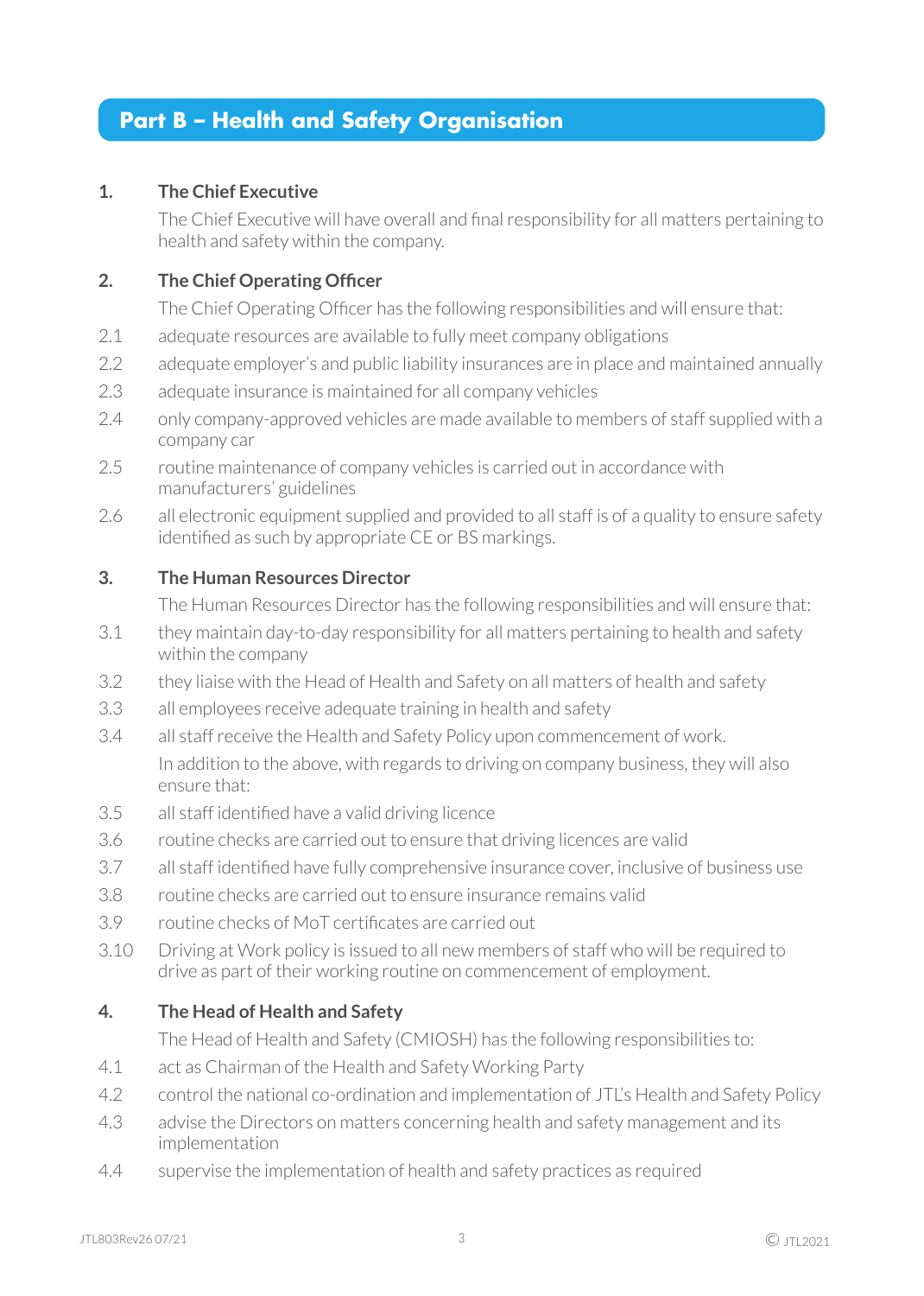## Part B – Health and Safety Organisation

### 1. The Chief Executive

The Chief Executive will have overall and final responsibility for all matters pertaining to health and safety within the company.

### 2. The Chief Operating Officer

The Chief Operating Officer has the following responsibilities and will ensure that:

2.1 adequate resources are available to fully meet company obligations

2.2 adequate employer's and public liability insurances are in place and maintained annually

2.3 adequate insurance is maintained for all company vehicles

2.4 only company-approved vehicles are made available to members of staff supplied with a company car

2.5 routine maintenance of company vehicles is carried out in accordance with manufacturers' guidelines

2.6 all electronic equipment supplied and provided to all staff is of a quality to ensure safety identified as such by appropriate CE or BS markings.

### 3. The Human Resources Director

The Human Resources Director has the following responsibilities and will ensure that:

3.1 they maintain day-to-day responsibility for all matters pertaining to health and safety within the company

3.2 they liaise with the Head of Health and Safety on all matters of health and safety

3.3 all employees receive adequate training in health and safety

3.4 all staff receive the Health and Safety Policy upon commencement of work.

In addition to the above, with regards to driving on company business, they will also ensure that:

3.5 all staff identified have a valid driving licence

3.6 routine checks are carried out to ensure that driving licences are valid

3.7 all staff identified have fully comprehensive insurance cover, inclusive of business use

3.8 routine checks are carried out to ensure insurance remains valid

3.9 routine checks of MoT certificates are carried out

3.10 Driving at Work policy is issued to all new members of staff who will be required to drive as part of their working routine on commencement of employment.

### 4. The Head of Health and Safety

The Head of Health and Safety (CMIOSH) has the following responsibilities to:

4.1 act as Chairman of the Health and Safety Working Party

4.2 control the national co-ordination and implementation of JTL's Health and Safety Policy

4.3 advise the Directors on matters concerning health and safety management and its implementation

4.4 supervise the implementation of health and safety practices as required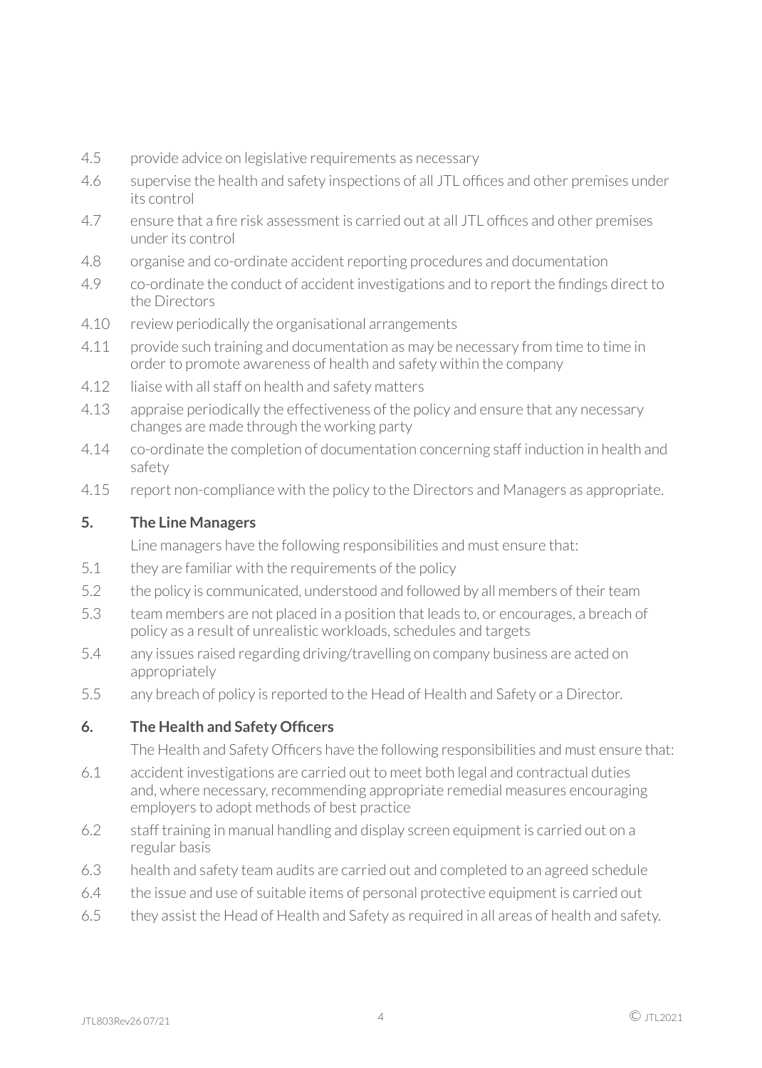4.5 provide advice on legislative requirements as necessary

4.6 supervise the health and safety inspections of all JTL offices and other premises under its control

4.7 ensure that a fire risk assessment is carried out at all JTL offices and other premises under its control

4.8 organise and co-ordinate accident reporting procedures and documentation

4.9 co-ordinate the conduct of accident investigations and to report the findings direct to the Directors

4.10 review periodically the organisational arrangements

4.11 provide such training and documentation as may be necessary from time to time in order to promote awareness of health and safety within the company

4.12 liaise with all staff on health and safety matters

4.13 appraise periodically the effectiveness of the policy and ensure that any necessary changes are made through the working party

4.14 co-ordinate the completion of documentation concerning staff induction in health and safety

4.15 report non-compliance with the policy to the Directors and Managers as appropriate.

## 5. The Line Managers

Line managers have the following responsibilities and must ensure that:

5.1 they are familiar with the requirements of the policy

5.2 the policy is communicated, understood and followed by all members of their team

5.3 team members are not placed in a position that leads to, or encourages, a breach of policy as a result of unrealistic workloads, schedules and targets

5.4 any issues raised regarding driving/travelling on company business are acted on appropriately

5.5 any breach of policy is reported to the Head of Health and Safety or a Director.

## 6. The Health and Safety Officers

The Health and Safety Officers have the following responsibilities and must ensure that:

6.1 accident investigations are carried out to meet both legal and contractual duties and, where necessary, recommending appropriate remedial measures encouraging employers to adopt methods of best practice

6.2 staff training in manual handling and display screen equipment is carried out on a regular basis

6.3 health and safety team audits are carried out and completed to an agreed schedule

6.4 the issue and use of suitable items of personal protective equipment is carried out

6.5 they assist the Head of Health and Safety as required in all areas of health and safety.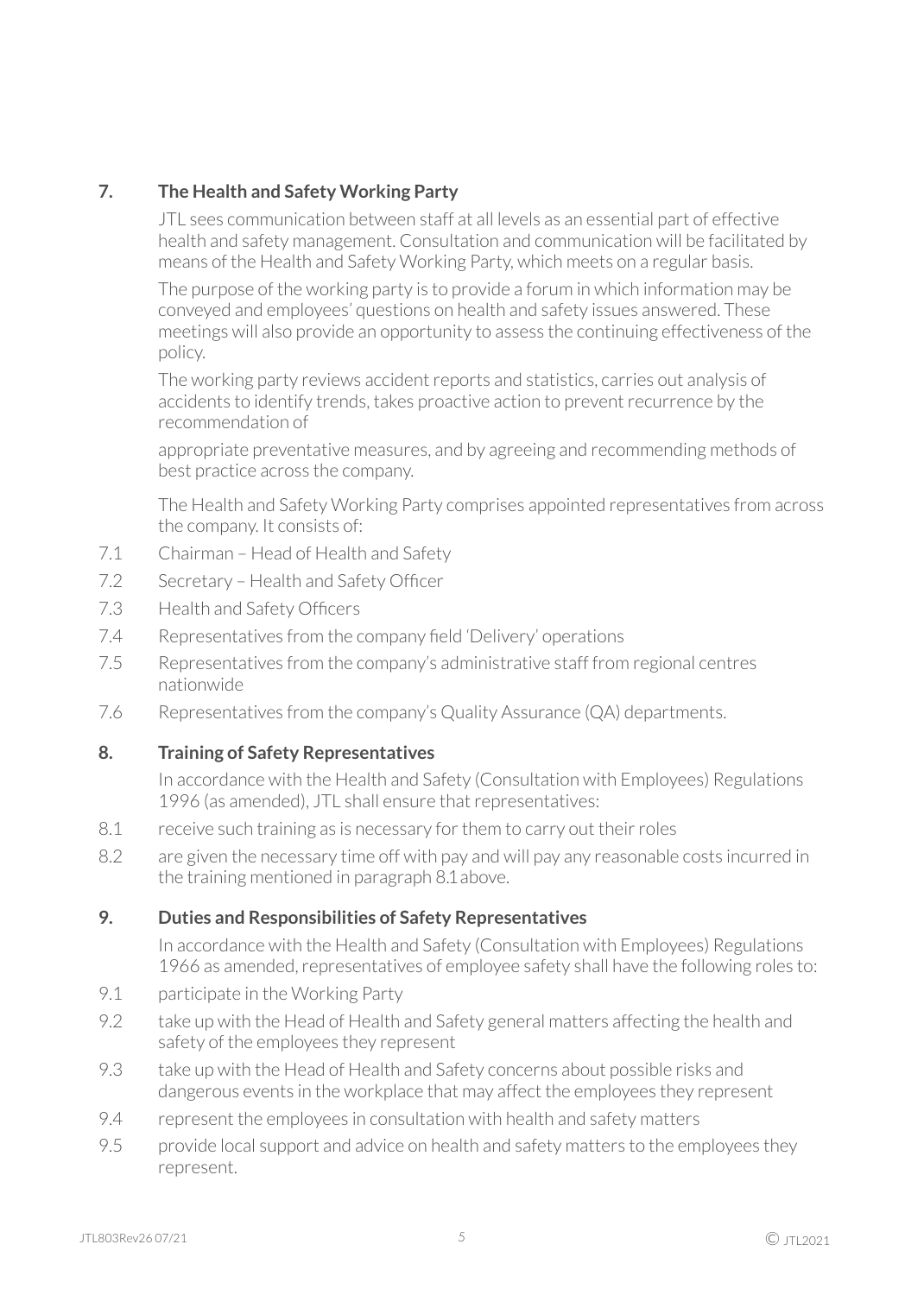## 7. The Health and Safety Working Party

JTL sees communication between staff at all levels as an essential part of effective health and safety management. Consultation and communication will be facilitated by means of the Health and Safety Working Party, which meets on a regular basis.

The purpose of the working party is to provide a forum in which information may be conveyed and employees' questions on health and safety issues answered. These meetings will also provide an opportunity to assess the continuing effectiveness of the policy.

The working party reviews accident reports and statistics, carries out analysis of accidents to identify trends, takes proactive action to prevent recurrence by the recommendation of

appropriate preventative measures, and by agreeing and recommending methods of best practice across the company.

The Health and Safety Working Party comprises appointed representatives from across the company. It consists of:

7.1 Chairman – Head of Health and Safety

7.2 Secretary – Health and Safety Officer

7.3 Health and Safety Officers

7.4 Representatives from the company field 'Delivery' operations

7.5 Representatives from the company's administrative staff from regional centres nationwide

7.6 Representatives from the company's Quality Assurance (QA) departments.

## 8. Training of Safety Representatives

In accordance with the Health and Safety (Consultation with Employees) Regulations 1996 (as amended), JTL shall ensure that representatives:

8.1 receive such training as is necessary for them to carry out their roles

8.2 are given the necessary time off with pay and will pay any reasonable costs incurred in the training mentioned in paragraph 8.1 above.

## 9. Duties and Responsibilities of Safety Representatives

In accordance with the Health and Safety (Consultation with Employees) Regulations 1966 as amended, representatives of employee safety shall have the following roles to:

9.1 participate in the Working Party

9.2 take up with the Head of Health and Safety general matters affecting the health and safety of the employees they represent

9.3 take up with the Head of Health and Safety concerns about possible risks and dangerous events in the workplace that may affect the employees they represent

9.4 represent the employees in consultation with health and safety matters

9.5 provide local support and advice on health and safety matters to the employees they represent.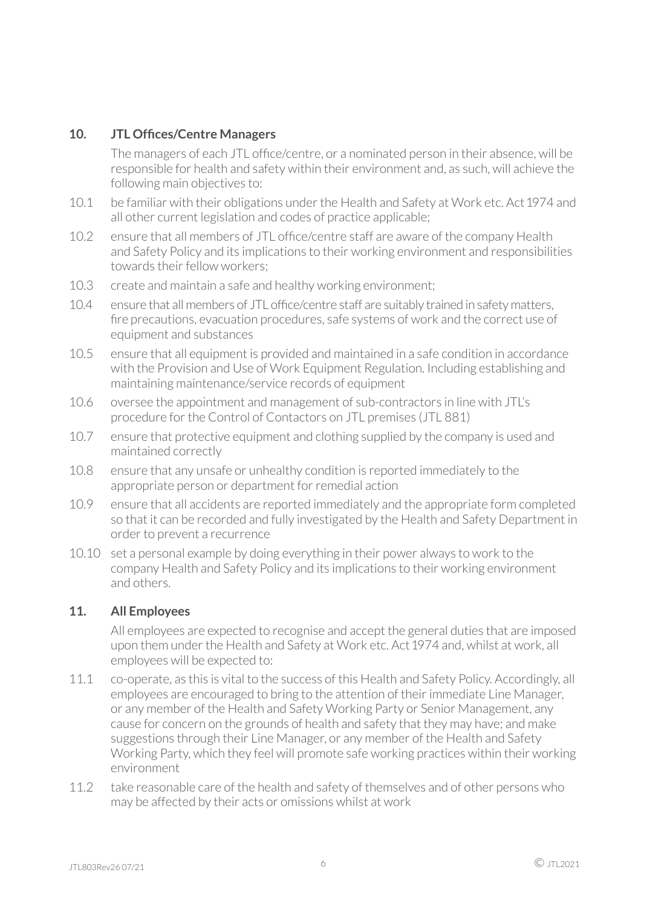## 10. JTL Offices/Centre Managers

The managers of each JTL office/centre, or a nominated person in their absence, will be responsible for health and safety within their environment and, as such, will achieve the following main objectives to:

10.1 be familiar with their obligations under the Health and Safety at Work etc. Act 1974 and all other current legislation and codes of practice applicable;

10.2 ensure that all members of JTL office/centre staff are aware of the company Health and Safety Policy and its implications to their working environment and responsibilities towards their fellow workers;

10.3 create and maintain a safe and healthy working environment;

10.4 ensure that all members of JTL office/centre staff are suitably trained in safety matters, fire precautions, evacuation procedures, safe systems of work and the correct use of equipment and substances

10.5 ensure that all equipment is provided and maintained in a safe condition in accordance with the Provision and Use of Work Equipment Regulation. Including establishing and maintaining maintenance/service records of equipment

10.6 oversee the appointment and management of sub-contractors in line with JTL's procedure for the Control of Contactors on JTL premises (JTL 881)

10.7 ensure that protective equipment and clothing supplied by the company is used and maintained correctly

10.8 ensure that any unsafe or unhealthy condition is reported immediately to the appropriate person or department for remedial action

10.9 ensure that all accidents are reported immediately and the appropriate form completed so that it can be recorded and fully investigated by the Health and Safety Department in order to prevent a recurrence

10.10 set a personal example by doing everything in their power always to work to the company Health and Safety Policy and its implications to their working environment and others.

## 11. All Employees

All employees are expected to recognise and accept the general duties that are imposed upon them under the Health and Safety at Work etc. Act 1974 and, whilst at work, all employees will be expected to:

11.1 co-operate, as this is vital to the success of this Health and Safety Policy. Accordingly, all employees are encouraged to bring to the attention of their immediate Line Manager, or any member of the Health and Safety Working Party or Senior Management, any cause for concern on the grounds of health and safety that they may have; and make suggestions through their Line Manager, or any member of the Health and Safety Working Party, which they feel will promote safe working practices within their working environment

11.2 take reasonable care of the health and safety of themselves and of other persons who may be affected by their acts or omissions whilst at work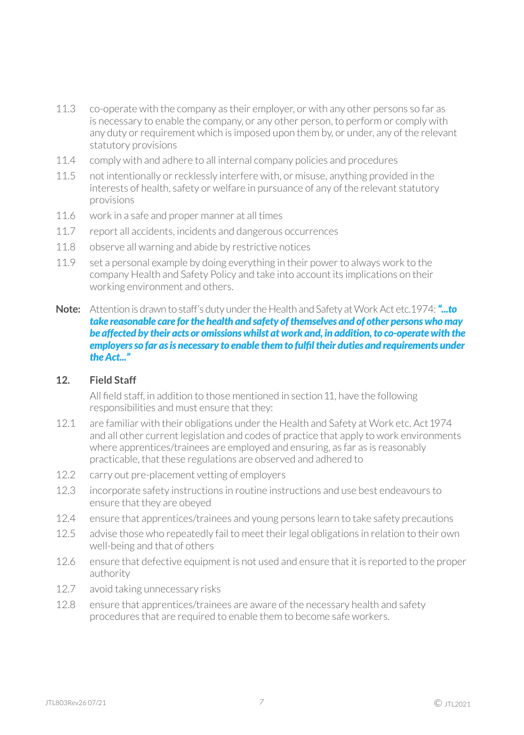11.3 co-operate with the company as their employer, or with any other persons so far as is necessary to enable the company, or any other person, to perform or comply with any duty or requirement which is imposed upon them by, or under, any of the relevant statutory provisions

11.4 comply with and adhere to all internal company policies and procedures

11.5 not intentionally or recklessly interfere with, or misuse, anything provided in the interests of health, safety or welfare in pursuance of any of the relevant statutory provisions

11.6 work in a safe and proper manner at all times

11.7 report all accidents, incidents and dangerous occurrences

11.8 observe all warning and abide by restrictive notices

11.9 set a personal example by doing everything in their power to always work to the company Health and Safety Policy and take into account its implications on their working environment and others.

**Note:** Attention is drawn to staff's duty under the Health and Safety at Work Act etc.1974: ***"...to take reasonable care for the health and safety of themselves and of other persons who may be affected by their acts or omissions whilst at work and, in addition, to co-operate with the employers so far as is necessary to enable them to fulfil their duties and requirements under the Act..."***

## 12. Field Staff

All field staff, in addition to those mentioned in section 11, have the following responsibilities and must ensure that they:

12.1 are familiar with their obligations under the Health and Safety at Work etc. Act 1974 and all other current legislation and codes of practice that apply to work environments where apprentices/trainees are employed and ensuring, as far as is reasonably practicable, that these regulations are observed and adhered to

12.2 carry out pre-placement vetting of employers

12.3 incorporate safety instructions in routine instructions and use best endeavours to ensure that they are obeyed

12.4 ensure that apprentices/trainees and young persons learn to take safety precautions

12.5 advise those who repeatedly fail to meet their legal obligations in relation to their own well-being and that of others

12.6 ensure that defective equipment is not used and ensure that it is reported to the proper authority

12.7 avoid taking unnecessary risks

12.8 ensure that apprentices/trainees are aware of the necessary health and safety procedures that are required to enable them to become safe workers.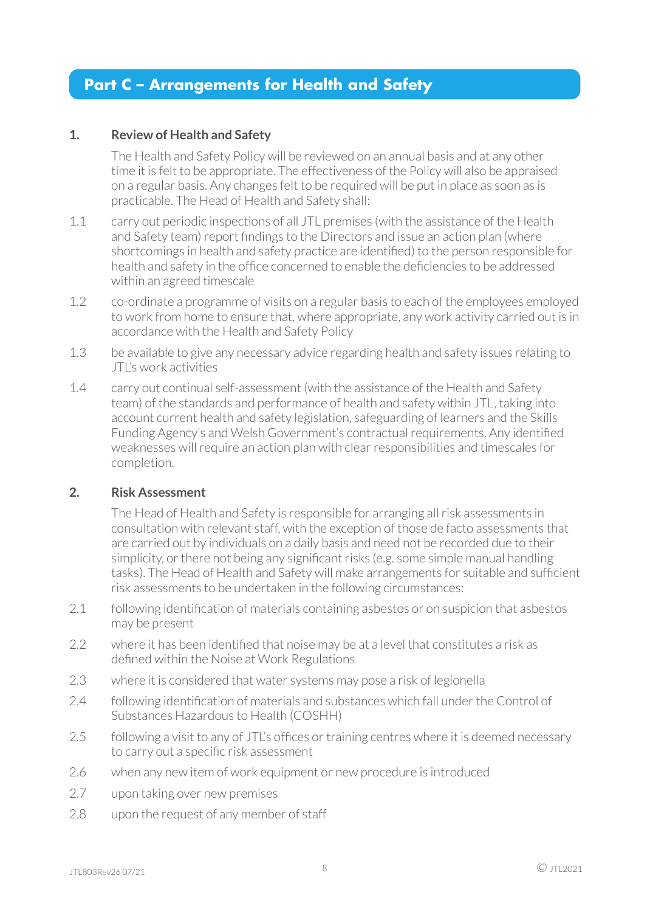## Part C – Arrangements for Health and Safety

### 1. Review of Health and Safety

The Health and Safety Policy will be reviewed on an annual basis and at any other time it is felt to be appropriate. The effectiveness of the Policy will also be appraised on a regular basis. Any changes felt to be required will be put in place as soon as is practicable. The Head of Health and Safety shall:

1.1 carry out periodic inspections of all JTL premises (with the assistance of the Health and Safety team) report findings to the Directors and issue an action plan (where shortcomings in health and safety practice are identified) to the person responsible for health and safety in the office concerned to enable the deficiencies to be addressed within an agreed timescale

1.2 co-ordinate a programme of visits on a regular basis to each of the employees employed to work from home to ensure that, where appropriate, any work activity carried out is in accordance with the Health and Safety Policy

1.3 be available to give any necessary advice regarding health and safety issues relating to JTL's work activities

1.4 carry out continual self-assessment (with the assistance of the Health and Safety team) of the standards and performance of health and safety within JTL, taking into account current health and safety legislation, safeguarding of learners and the Skills Funding Agency's and Welsh Government's contractual requirements. Any identified weaknesses will require an action plan with clear responsibilities and timescales for completion.

### 2. Risk Assessment

The Head of Health and Safety is responsible for arranging all risk assessments in consultation with relevant staff, with the exception of those de facto assessments that are carried out by individuals on a daily basis and need not be recorded due to their simplicity, or there not being any significant risks (e.g. some simple manual handling tasks). The Head of Health and Safety will make arrangements for suitable and sufficient risk assessments to be undertaken in the following circumstances:

2.1 following identification of materials containing asbestos or on suspicion that asbestos may be present

2.2 where it has been identified that noise may be at a level that constitutes a risk as defined within the Noise at Work Regulations

2.3 where it is considered that water systems may pose a risk of legionella

2.4 following identification of materials and substances which fall under the Control of Substances Hazardous to Health (COSHH)

2.5 following a visit to any of JTL's offices or training centres where it is deemed necessary to carry out a specific risk assessment

2.6 when any new item of work equipment or new procedure is introduced

2.7 upon taking over new premises

2.8 upon the request of any member of staff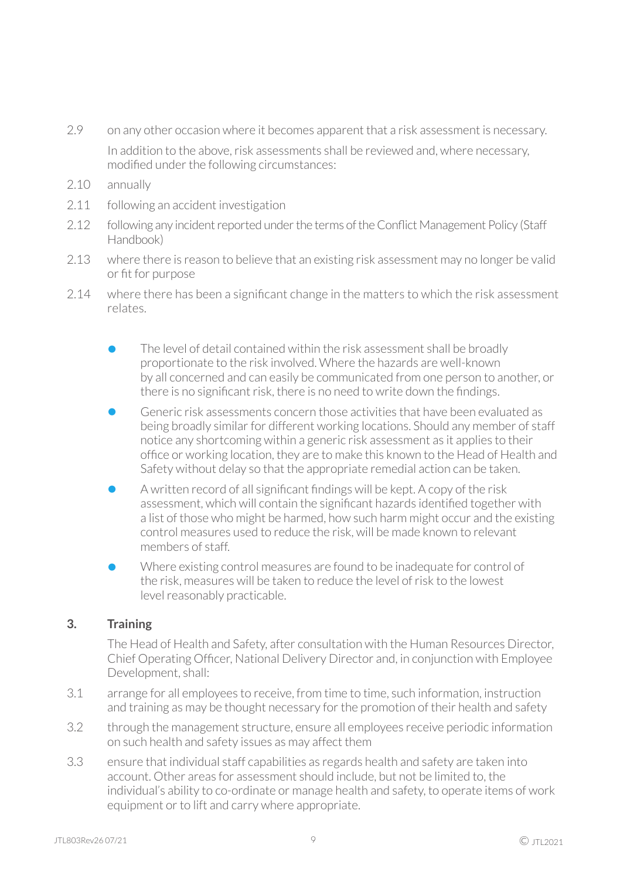2.9 on any other occasion where it becomes apparent that a risk assessment is necessary.

In addition to the above, risk assessments shall be reviewed and, where necessary, modified under the following circumstances:

2.10 annually

2.11 following an accident investigation

2.12 following any incident reported under the terms of the Conflict Management Policy (Staff Handbook)

2.13 where there is reason to believe that an existing risk assessment may no longer be valid or fit for purpose

2.14 where there has been a significant change in the matters to which the risk assessment relates.

- The level of detail contained within the risk assessment shall be broadly proportionate to the risk involved. Where the hazards are well-known by all concerned and can easily be communicated from one person to another, or there is no significant risk, there is no need to write down the findings.
- Generic risk assessments concern those activities that have been evaluated as being broadly similar for different working locations. Should any member of staff notice any shortcoming within a generic risk assessment as it applies to their office or working location, they are to make this known to the Head of Health and Safety without delay so that the appropriate remedial action can be taken.
- A written record of all significant findings will be kept. A copy of the risk assessment, which will contain the significant hazards identified together with a list of those who might be harmed, how such harm might occur and the existing control measures used to reduce the risk, will be made known to relevant members of staff.
- Where existing control measures are found to be inadequate for control of the risk, measures will be taken to reduce the level of risk to the lowest level reasonably practicable.

## 3. Training

The Head of Health and Safety, after consultation with the Human Resources Director, Chief Operating Officer, National Delivery Director and, in conjunction with Employee Development, shall:

3.1 arrange for all employees to receive, from time to time, such information, instruction and training as may be thought necessary for the promotion of their health and safety

3.2 through the management structure, ensure all employees receive periodic information on such health and safety issues as may affect them

3.3 ensure that individual staff capabilities as regards health and safety are taken into account. Other areas for assessment should include, but not be limited to, the individual's ability to co-ordinate or manage health and safety, to operate items of work equipment or to lift and carry where appropriate.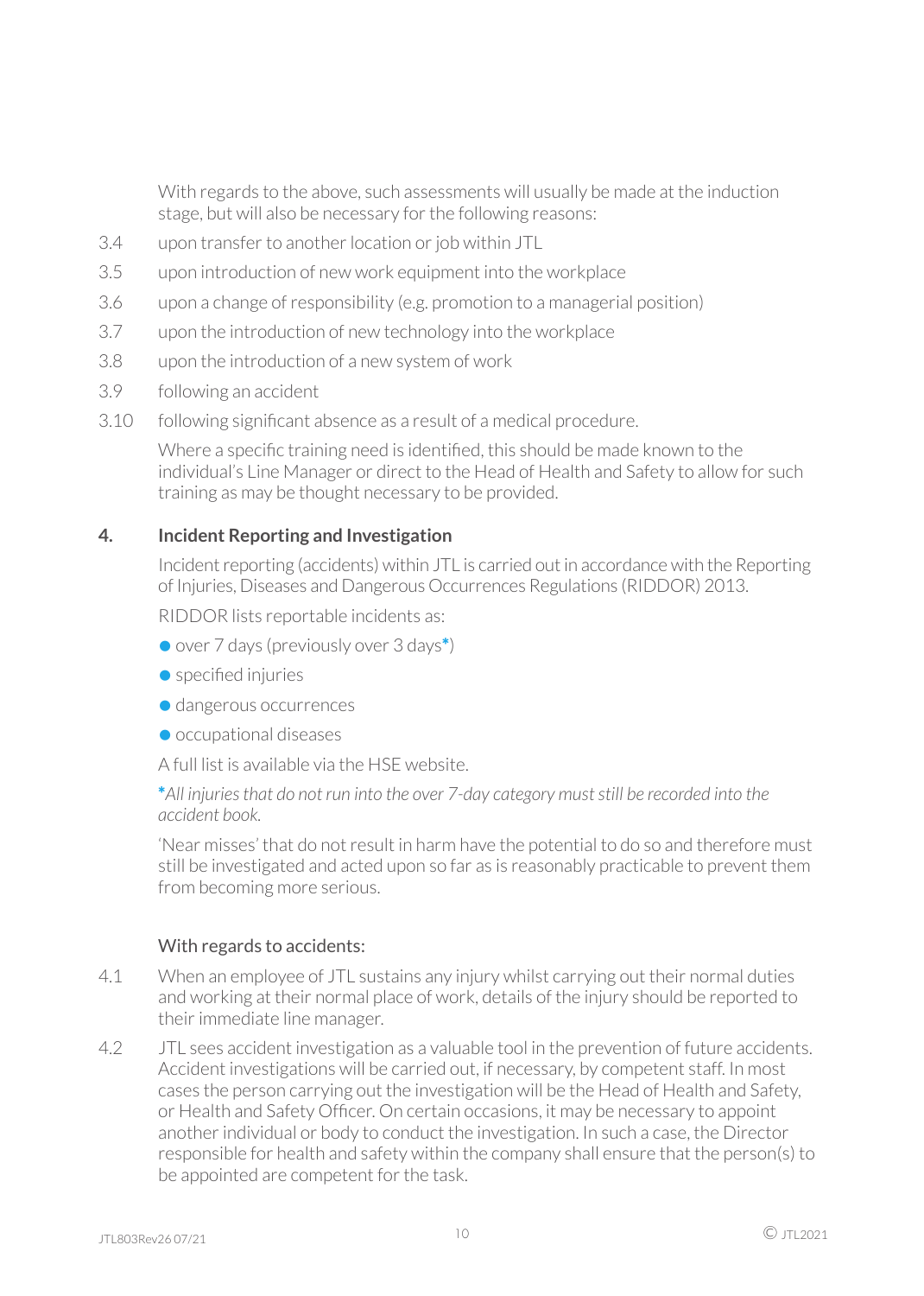With regards to the above, such assessments will usually be made at the induction stage, but will also be necessary for the following reasons:

3.4 upon transfer to another location or job within JTL

3.5 upon introduction of new work equipment into the workplace

3.6 upon a change of responsibility (e.g. promotion to a managerial position)

3.7 upon the introduction of new technology into the workplace

3.8 upon the introduction of a new system of work

3.9 following an accident

3.10 following significant absence as a result of a medical procedure.

Where a specific training need is identified, this should be made known to the individual's Line Manager or direct to the Head of Health and Safety to allow for such training as may be thought necessary to be provided.

## 4. Incident Reporting and Investigation

Incident reporting (accidents) within JTL is carried out in accordance with the Reporting of Injuries, Diseases and Dangerous Occurrences Regulations (RIDDOR) 2013.

RIDDOR lists reportable incidents as:

- over 7 days (previously over 3 days*)
- specified injuries
- dangerous occurrences
- occupational diseases

A full list is available via the HSE website.

**\***_All injuries that do not run into the over 7-day category must still be recorded into the accident book._

'Near misses' that do not result in harm have the potential to do so and therefore must still be investigated and acted upon so far as is reasonably practicable to prevent them from becoming more serious.

### With regards to accidents:

4.1 When an employee of JTL sustains any injury whilst carrying out their normal duties and working at their normal place of work, details of the injury should be reported to their immediate line manager.

4.2 JTL sees accident investigation as a valuable tool in the prevention of future accidents. Accident investigations will be carried out, if necessary, by competent staff. In most cases the person carrying out the investigation will be the Head of Health and Safety, or Health and Safety Officer. On certain occasions, it may be necessary to appoint another individual or body to conduct the investigation. In such a case, the Director responsible for health and safety within the company shall ensure that the person(s) to be appointed are competent for the task.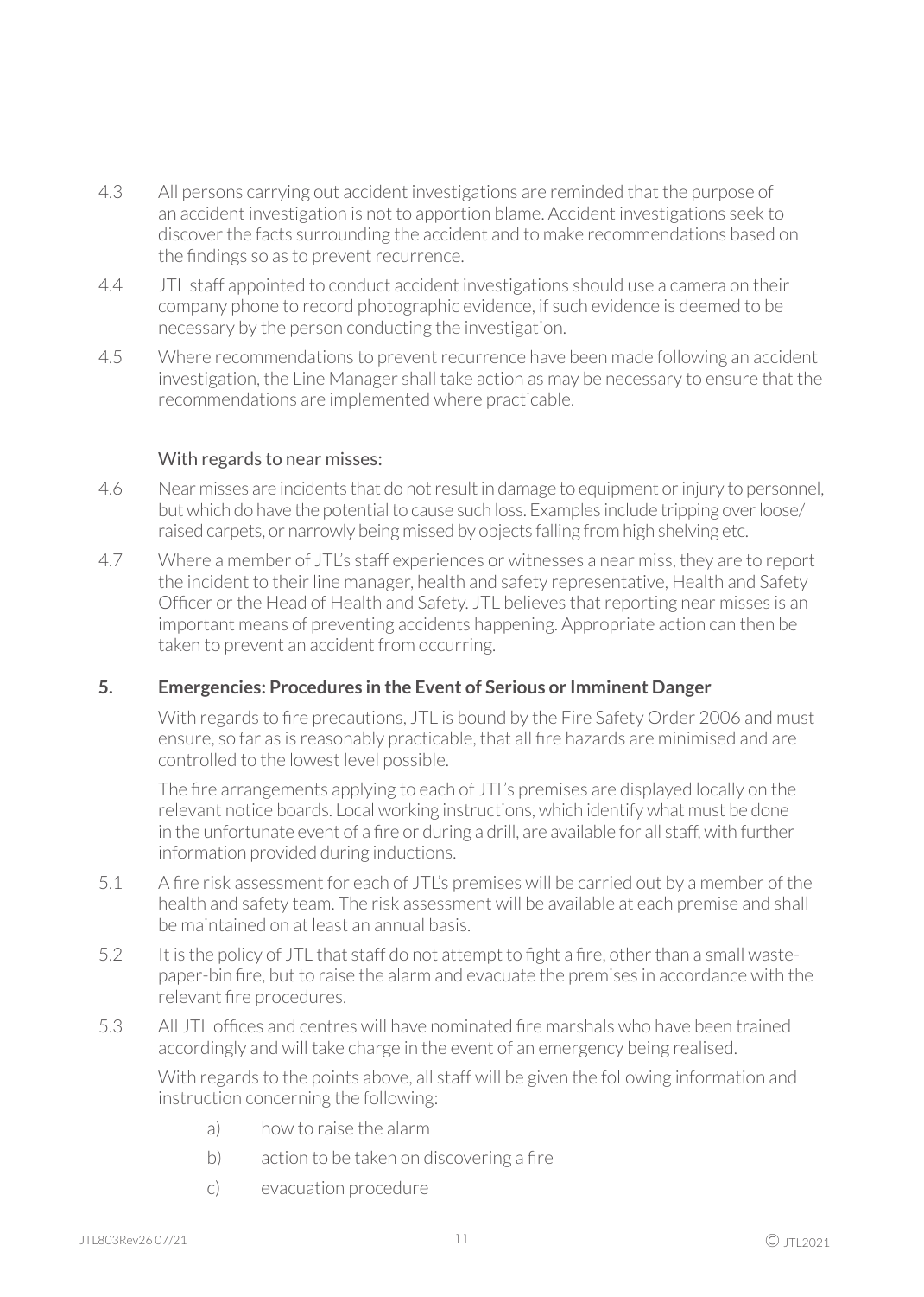4.3 All persons carrying out accident investigations are reminded that the purpose of an accident investigation is not to apportion blame. Accident investigations seek to discover the facts surrounding the accident and to make recommendations based on the findings so as to prevent recurrence.

4.4 JTL staff appointed to conduct accident investigations should use a camera on their company phone to record photographic evidence, if such evidence is deemed to be necessary by the person conducting the investigation.

4.5 Where recommendations to prevent recurrence have been made following an accident investigation, the Line Manager shall take action as may be necessary to ensure that the recommendations are implemented where practicable.

With regards to near misses:

4.6 Near misses are incidents that do not result in damage to equipment or injury to personnel, but which do have the potential to cause such loss. Examples include tripping over loose/raised carpets, or narrowly being missed by objects falling from high shelving etc.

4.7 Where a member of JTL's staff experiences or witnesses a near miss, they are to report the incident to their line manager, health and safety representative, Health and Safety Officer or the Head of Health and Safety. JTL believes that reporting near misses is an important means of preventing accidents happening. Appropriate action can then be taken to prevent an accident from occurring.

## 5. Emergencies: Procedures in the Event of Serious or Imminent Danger

With regards to fire precautions, JTL is bound by the Fire Safety Order 2006 and must ensure, so far as is reasonably practicable, that all fire hazards are minimised and are controlled to the lowest level possible.

The fire arrangements applying to each of JTL's premises are displayed locally on the relevant notice boards. Local working instructions, which identify what must be done in the unfortunate event of a fire or during a drill, are available for all staff, with further information provided during inductions.

5.1 A fire risk assessment for each of JTL's premises will be carried out by a member of the health and safety team. The risk assessment will be available at each premise and shall be maintained on at least an annual basis.

5.2 It is the policy of JTL that staff do not attempt to fight a fire, other than a small waste-paper-bin fire, but to raise the alarm and evacuate the premises in accordance with the relevant fire procedures.

5.3 All JTL offices and centres will have nominated fire marshals who have been trained accordingly and will take charge in the event of an emergency being realised.

With regards to the points above, all staff will be given the following information and instruction concerning the following:

a) how to raise the alarm

b) action to be taken on discovering a fire

c) evacuation procedure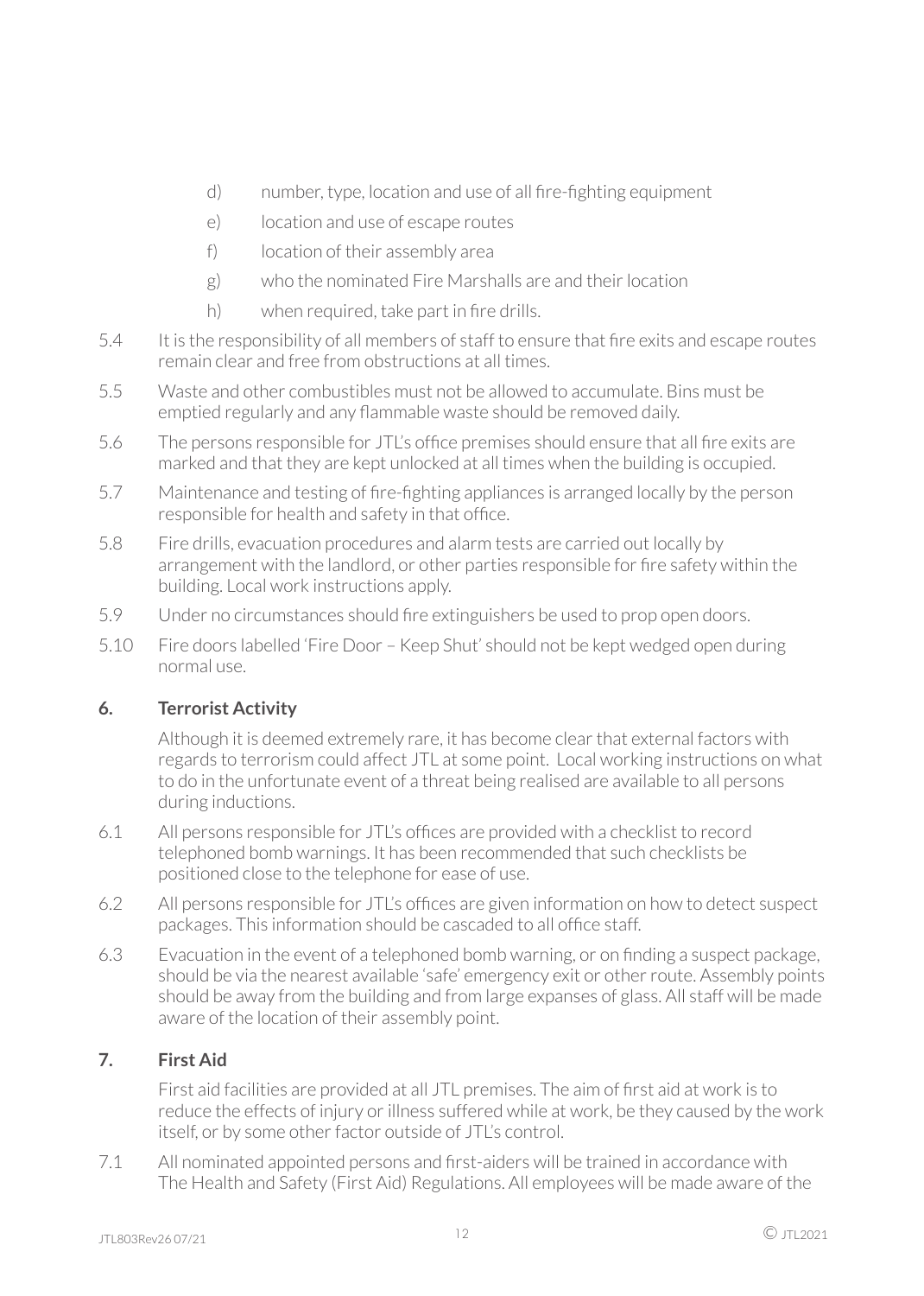d) number, type, location and use of all fire-fighting equipment

e) location and use of escape routes

f) location of their assembly area

g) who the nominated Fire Marshalls are and their location

h) when required, take part in fire drills.

5.4 It is the responsibility of all members of staff to ensure that fire exits and escape routes remain clear and free from obstructions at all times.

5.5 Waste and other combustibles must not be allowed to accumulate. Bins must be emptied regularly and any flammable waste should be removed daily.

5.6 The persons responsible for JTL's office premises should ensure that all fire exits are marked and that they are kept unlocked at all times when the building is occupied.

5.7 Maintenance and testing of fire-fighting appliances is arranged locally by the person responsible for health and safety in that office.

5.8 Fire drills, evacuation procedures and alarm tests are carried out locally by arrangement with the landlord, or other parties responsible for fire safety within the building. Local work instructions apply.

5.9 Under no circumstances should fire extinguishers be used to prop open doors.

5.10 Fire doors labelled 'Fire Door – Keep Shut' should not be kept wedged open during normal use.

## 6. Terrorist Activity

Although it is deemed extremely rare, it has become clear that external factors with regards to terrorism could affect JTL at some point. Local working instructions on what to do in the unfortunate event of a threat being realised are available to all persons during inductions.

6.1 All persons responsible for JTL's offices are provided with a checklist to record telephoned bomb warnings. It has been recommended that such checklists be positioned close to the telephone for ease of use.

6.2 All persons responsible for JTL's offices are given information on how to detect suspect packages. This information should be cascaded to all office staff.

6.3 Evacuation in the event of a telephoned bomb warning, or on finding a suspect package, should be via the nearest available 'safe' emergency exit or other route. Assembly points should be away from the building and from large expanses of glass. All staff will be made aware of the location of their assembly point.

## 7. First Aid

First aid facilities are provided at all JTL premises. The aim of first aid at work is to reduce the effects of injury or illness suffered while at work, be they caused by the work itself, or by some other factor outside of JTL's control.

7.1 All nominated appointed persons and first-aiders will be trained in accordance with The Health and Safety (First Aid) Regulations. All employees will be made aware of the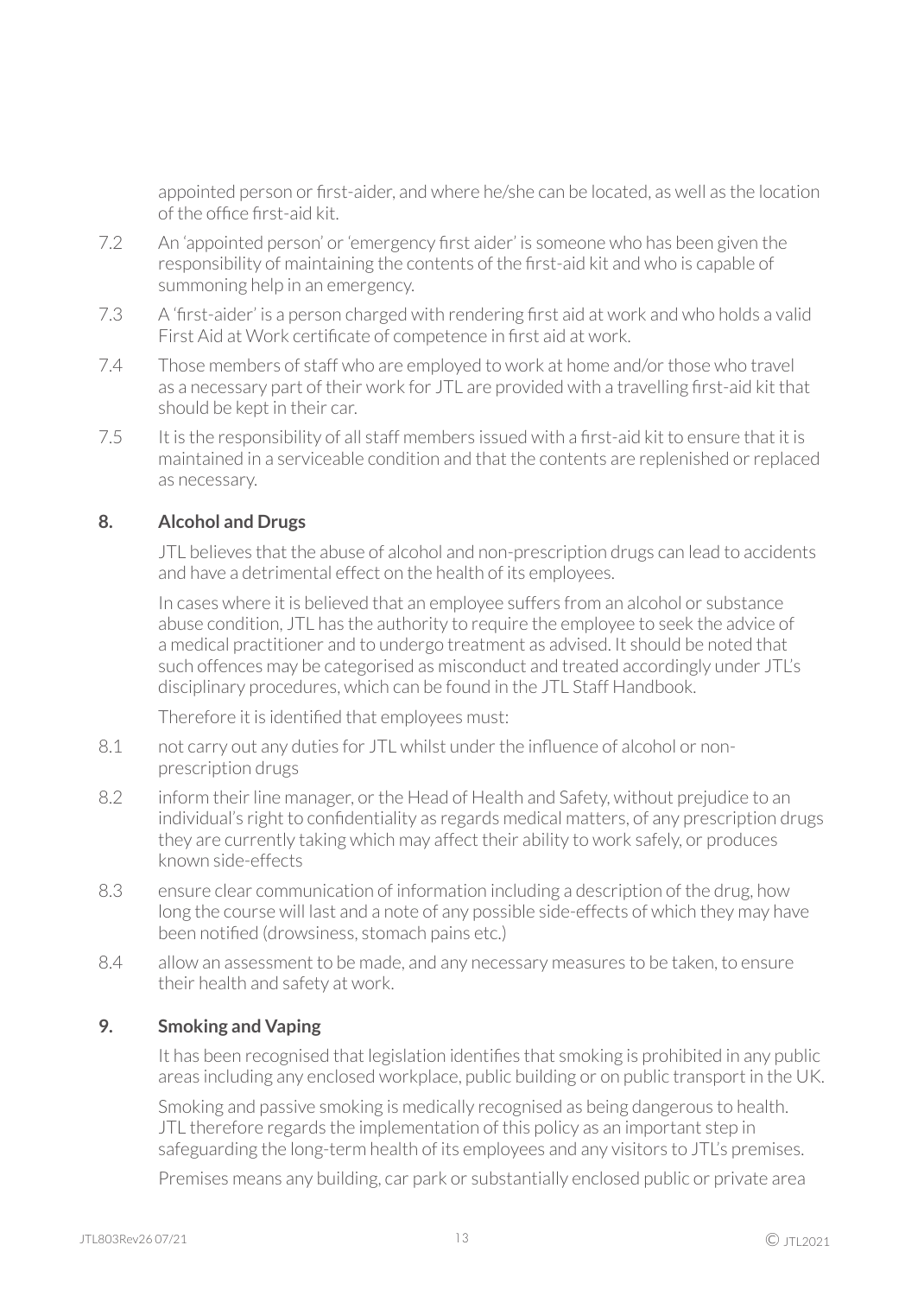appointed person or first-aider, and where he/she can be located, as well as the location of the office first-aid kit.

7.2 An 'appointed person' or 'emergency first aider' is someone who has been given the responsibility of maintaining the contents of the first-aid kit and who is capable of summoning help in an emergency.

7.3 A 'first-aider' is a person charged with rendering first aid at work and who holds a valid First Aid at Work certificate of competence in first aid at work.

7.4 Those members of staff who are employed to work at home and/or those who travel as a necessary part of their work for JTL are provided with a travelling first-aid kit that should be kept in their car.

7.5 It is the responsibility of all staff members issued with a first-aid kit to ensure that it is maintained in a serviceable condition and that the contents are replenished or replaced as necessary.

## 8. Alcohol and Drugs

JTL believes that the abuse of alcohol and non-prescription drugs can lead to accidents and have a detrimental effect on the health of its employees.

In cases where it is believed that an employee suffers from an alcohol or substance abuse condition, JTL has the authority to require the employee to seek the advice of a medical practitioner and to undergo treatment as advised. It should be noted that such offences may be categorised as misconduct and treated accordingly under JTL's disciplinary procedures, which can be found in the JTL Staff Handbook.

Therefore it is identified that employees must:

8.1 not carry out any duties for JTL whilst under the influence of alcohol or non-prescription drugs

8.2 inform their line manager, or the Head of Health and Safety, without prejudice to an individual's right to confidentiality as regards medical matters, of any prescription drugs they are currently taking which may affect their ability to work safely, or produces known side-effects

8.3 ensure clear communication of information including a description of the drug, how long the course will last and a note of any possible side-effects of which they may have been notified (drowsiness, stomach pains etc.)

8.4 allow an assessment to be made, and any necessary measures to be taken, to ensure their health and safety at work.

## 9. Smoking and Vaping

It has been recognised that legislation identifies that smoking is prohibited in any public areas including any enclosed workplace, public building or on public transport in the UK.

Smoking and passive smoking is medically recognised as being dangerous to health. JTL therefore regards the implementation of this policy as an important step in safeguarding the long-term health of its employees and any visitors to JTL's premises.

Premises means any building, car park or substantially enclosed public or private area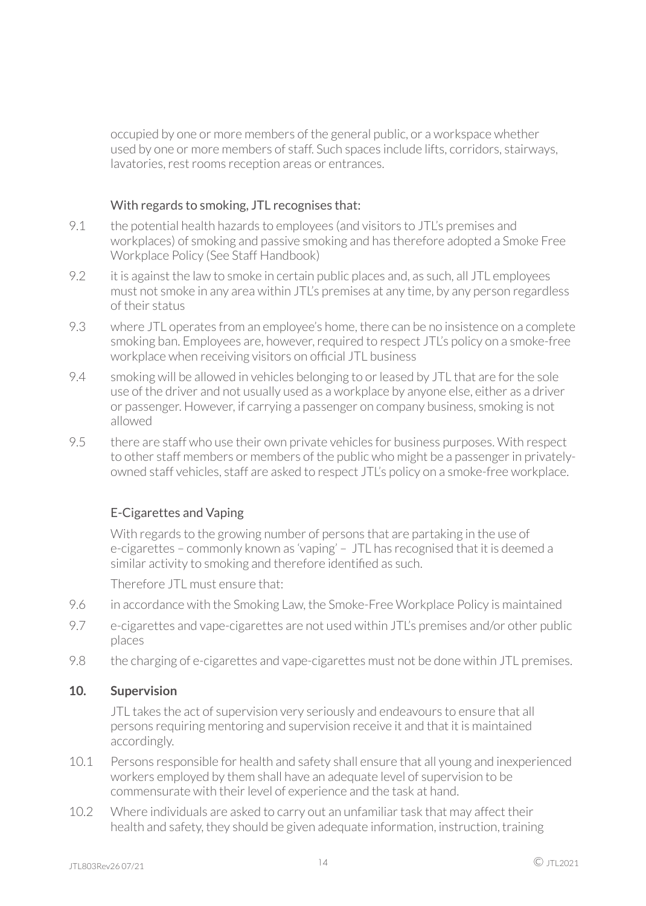occupied by one or more members of the general public, or a workspace whether used by one or more members of staff. Such spaces include lifts, corridors, stairways, lavatories, rest rooms reception areas or entrances.

With regards to smoking, JTL recognises that:

9.1 the potential health hazards to employees (and visitors to JTL's premises and workplaces) of smoking and passive smoking and has therefore adopted a Smoke Free Workplace Policy (See Staff Handbook)

9.2 it is against the law to smoke in certain public places and, as such, all JTL employees must not smoke in any area within JTL's premises at any time, by any person regardless of their status

9.3 where JTL operates from an employee's home, there can be no insistence on a complete smoking ban. Employees are, however, required to respect JTL's policy on a smoke-free workplace when receiving visitors on official JTL business

9.4 smoking will be allowed in vehicles belonging to or leased by JTL that are for the sole use of the driver and not usually used as a workplace by anyone else, either as a driver or passenger. However, if carrying a passenger on company business, smoking is not allowed

9.5 there are staff who use their own private vehicles for business purposes. With respect to other staff members or members of the public who might be a passenger in privately-owned staff vehicles, staff are asked to respect JTL's policy on a smoke-free workplace.

E-Cigarettes and Vaping

With regards to the growing number of persons that are partaking in the use of e-cigarettes – commonly known as 'vaping' – JTL has recognised that it is deemed a similar activity to smoking and therefore identified as such.

Therefore JTL must ensure that:

9.6 in accordance with the Smoking Law, the Smoke-Free Workplace Policy is maintained

9.7 e-cigarettes and vape-cigarettes are not used within JTL's premises and/or other public places

9.8 the charging of e-cigarettes and vape-cigarettes must not be done within JTL premises.

## 10. Supervision

JTL takes the act of supervision very seriously and endeavours to ensure that all persons requiring mentoring and supervision receive it and that it is maintained accordingly.

10.1 Persons responsible for health and safety shall ensure that all young and inexperienced workers employed by them shall have an adequate level of supervision to be commensurate with their level of experience and the task at hand.

10.2 Where individuals are asked to carry out an unfamiliar task that may affect their health and safety, they should be given adequate information, instruction, training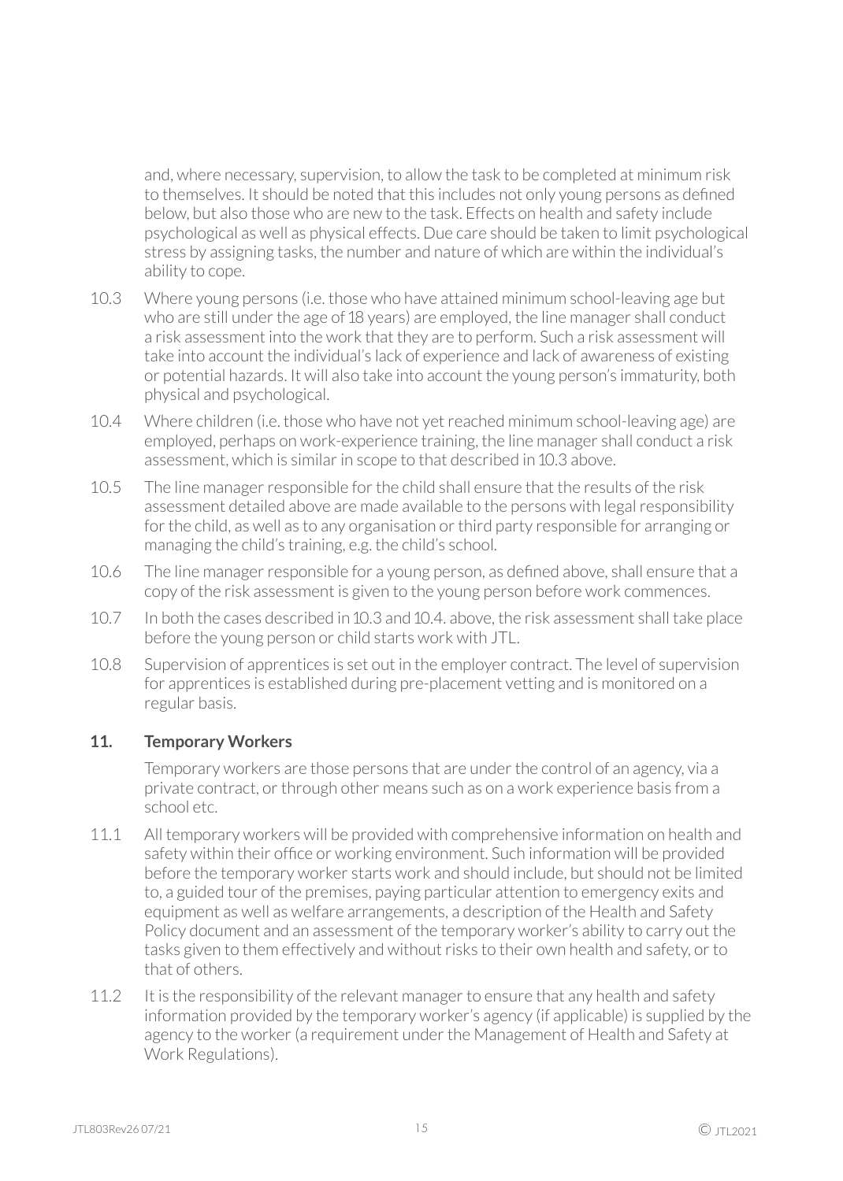and, where necessary, supervision, to allow the task to be completed at minimum risk to themselves. It should be noted that this includes not only young persons as defined below, but also those who are new to the task. Effects on health and safety include psychological as well as physical effects. Due care should be taken to limit psychological stress by assigning tasks, the number and nature of which are within the individual's ability to cope.

10.3 Where young persons (i.e. those who have attained minimum school-leaving age but who are still under the age of 18 years) are employed, the line manager shall conduct a risk assessment into the work that they are to perform. Such a risk assessment will take into account the individual's lack of experience and lack of awareness of existing or potential hazards. It will also take into account the young person's immaturity, both physical and psychological.

10.4 Where children (i.e. those who have not yet reached minimum school-leaving age) are employed, perhaps on work-experience training, the line manager shall conduct a risk assessment, which is similar in scope to that described in 10.3 above.

10.5 The line manager responsible for the child shall ensure that the results of the risk assessment detailed above are made available to the persons with legal responsibility for the child, as well as to any organisation or third party responsible for arranging or managing the child's training, e.g. the child's school.

10.6 The line manager responsible for a young person, as defined above, shall ensure that a copy of the risk assessment is given to the young person before work commences.

10.7 In both the cases described in 10.3 and 10.4. above, the risk assessment shall take place before the young person or child starts work with JTL.

10.8 Supervision of apprentices is set out in the employer contract. The level of supervision for apprentices is established during pre-placement vetting and is monitored on a regular basis.

## 11. Temporary Workers

Temporary workers are those persons that are under the control of an agency, via a private contract, or through other means such as on a work experience basis from a school etc.

11.1 All temporary workers will be provided with comprehensive information on health and safety within their office or working environment. Such information will be provided before the temporary worker starts work and should include, but should not be limited to, a guided tour of the premises, paying particular attention to emergency exits and equipment as well as welfare arrangements, a description of the Health and Safety Policy document and an assessment of the temporary worker's ability to carry out the tasks given to them effectively and without risks to their own health and safety, or to that of others.

11.2 It is the responsibility of the relevant manager to ensure that any health and safety information provided by the temporary worker's agency (if applicable) is supplied by the agency to the worker (a requirement under the Management of Health and Safety at Work Regulations).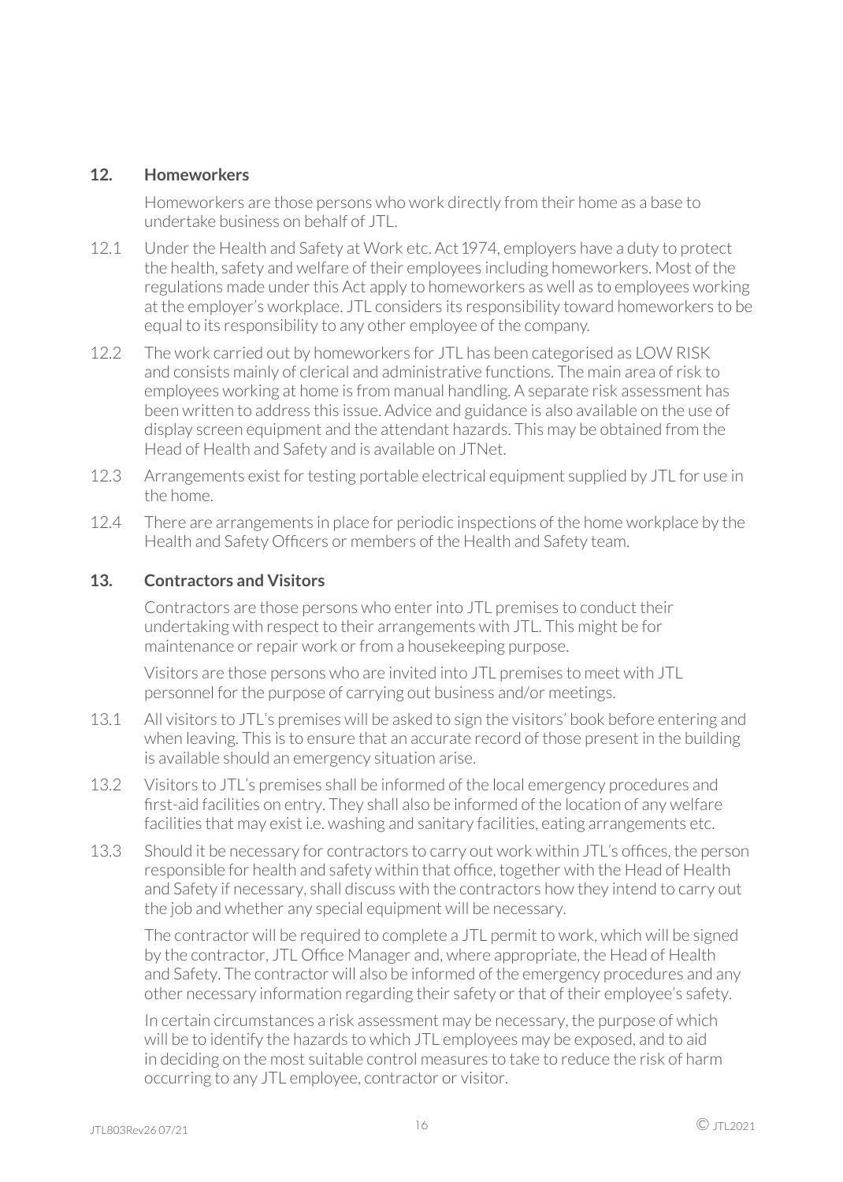## 12. Homeworkers

Homeworkers are those persons who work directly from their home as a base to undertake business on behalf of JTL.

12.1 Under the Health and Safety at Work etc. Act 1974, employers have a duty to protect the health, safety and welfare of their employees including homeworkers. Most of the regulations made under this Act apply to homeworkers as well as to employees working at the employer's workplace. JTL considers its responsibility toward homeworkers to be equal to its responsibility to any other employee of the company.

12.2 The work carried out by homeworkers for JTL has been categorised as LOW RISK and consists mainly of clerical and administrative functions. The main area of risk to employees working at home is from manual handling. A separate risk assessment has been written to address this issue. Advice and guidance is also available on the use of display screen equipment and the attendant hazards. This may be obtained from the Head of Health and Safety and is available on JTNet.

12.3 Arrangements exist for testing portable electrical equipment supplied by JTL for use in the home.

12.4 There are arrangements in place for periodic inspections of the home workplace by the Health and Safety Officers or members of the Health and Safety team.

## 13. Contractors and Visitors

Contractors are those persons who enter into JTL premises to conduct their undertaking with respect to their arrangements with JTL. This might be for maintenance or repair work or from a housekeeping purpose.

Visitors are those persons who are invited into JTL premises to meet with JTL personnel for the purpose of carrying out business and/or meetings.

13.1 All visitors to JTL's premises will be asked to sign the visitors' book before entering and when leaving. This is to ensure that an accurate record of those present in the building is available should an emergency situation arise.

13.2 Visitors to JTL's premises shall be informed of the local emergency procedures and first-aid facilities on entry. They shall also be informed of the location of any welfare facilities that may exist i.e. washing and sanitary facilities, eating arrangements etc.

13.3 Should it be necessary for contractors to carry out work within JTL's offices, the person responsible for health and safety within that office, together with the Head of Health and Safety if necessary, shall discuss with the contractors how they intend to carry out the job and whether any special equipment will be necessary.

The contractor will be required to complete a JTL permit to work, which will be signed by the contractor, JTL Office Manager and, where appropriate, the Head of Health and Safety. The contractor will also be informed of the emergency procedures and any other necessary information regarding their safety or that of their employee's safety.

In certain circumstances a risk assessment may be necessary, the purpose of which will be to identify the hazards to which JTL employees may be exposed, and to aid in deciding on the most suitable control measures to take to reduce the risk of harm occurring to any JTL employee, contractor or visitor.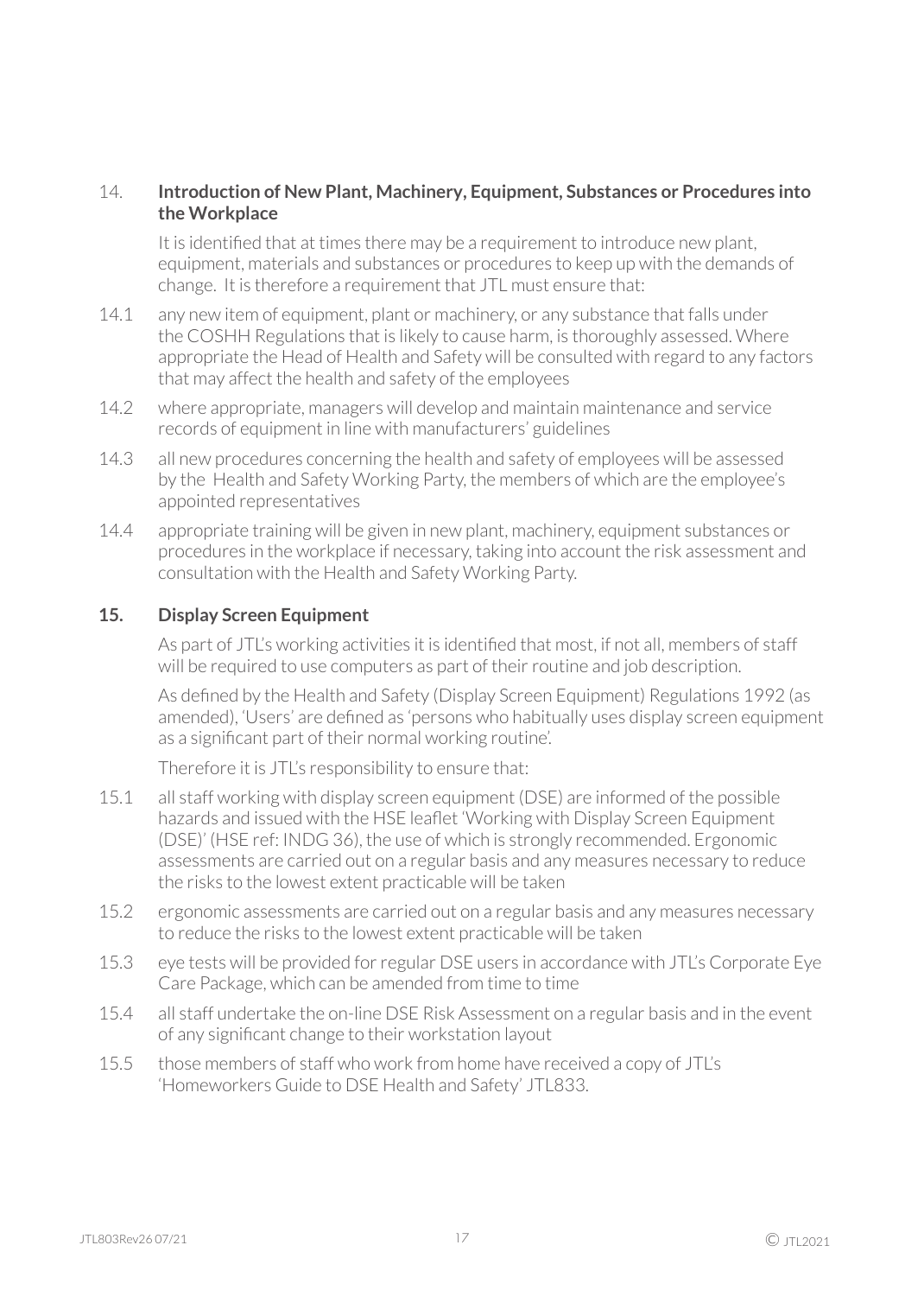## 14. Introduction of New Plant, Machinery, Equipment, Substances or Procedures into the Workplace

It is identified that at times there may be a requirement to introduce new plant, equipment, materials and substances or procedures to keep up with the demands of change. It is therefore a requirement that JTL must ensure that:

14.1 any new item of equipment, plant or machinery, or any substance that falls under the COSHH Regulations that is likely to cause harm, is thoroughly assessed. Where appropriate the Head of Health and Safety will be consulted with regard to any factors that may affect the health and safety of the employees

14.2 where appropriate, managers will develop and maintain maintenance and service records of equipment in line with manufacturers' guidelines

14.3 all new procedures concerning the health and safety of employees will be assessed by the Health and Safety Working Party, the members of which are the employee's appointed representatives

14.4 appropriate training will be given in new plant, machinery, equipment substances or procedures in the workplace if necessary, taking into account the risk assessment and consultation with the Health and Safety Working Party.

## 15. Display Screen Equipment

As part of JTL's working activities it is identified that most, if not all, members of staff will be required to use computers as part of their routine and job description.

As defined by the Health and Safety (Display Screen Equipment) Regulations 1992 (as amended), 'Users' are defined as 'persons who habitually uses display screen equipment as a significant part of their normal working routine'.

Therefore it is JTL's responsibility to ensure that:

15.1 all staff working with display screen equipment (DSE) are informed of the possible hazards and issued with the HSE leaflet 'Working with Display Screen Equipment (DSE)' (HSE ref: INDG 36), the use of which is strongly recommended. Ergonomic assessments are carried out on a regular basis and any measures necessary to reduce the risks to the lowest extent practicable will be taken

15.2 ergonomic assessments are carried out on a regular basis and any measures necessary to reduce the risks to the lowest extent practicable will be taken

15.3 eye tests will be provided for regular DSE users in accordance with JTL's Corporate Eye Care Package, which can be amended from time to time

15.4 all staff undertake the on-line DSE Risk Assessment on a regular basis and in the event of any significant change to their workstation layout

15.5 those members of staff who work from home have received a copy of JTL's 'Homeworkers Guide to DSE Health and Safety' JTL833.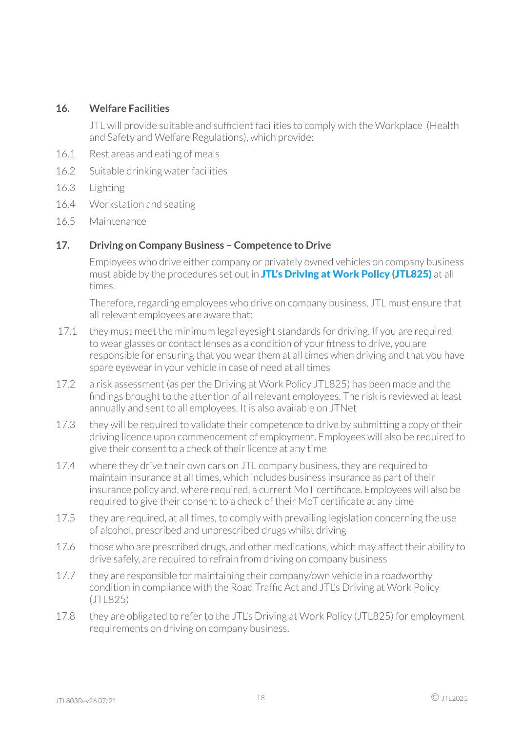## 16. Welfare Facilities

JTL will provide suitable and sufficient facilities to comply with the Workplace (Health and Safety and Welfare Regulations), which provide:

16.1 Rest areas and eating of meals

16.2 Suitable drinking water facilities

16.3 Lighting

16.4 Workstation and seating

16.5 Maintenance

## 17. Driving on Company Business – Competence to Drive

Employees who drive either company or privately owned vehicles on company business must abide by the procedures set out in **JTL's Driving at Work Policy (JTL825)** at all times.

Therefore, regarding employees who drive on company business, JTL must ensure that all relevant employees are aware that:

17.1 they must meet the minimum legal eyesight standards for driving. If you are required to wear glasses or contact lenses as a condition of your fitness to drive, you are responsible for ensuring that you wear them at all times when driving and that you have spare eyewear in your vehicle in case of need at all times

17.2 a risk assessment (as per the Driving at Work Policy JTL825) has been made and the findings brought to the attention of all relevant employees. The risk is reviewed at least annually and sent to all employees. It is also available on JTNet

17.3 they will be required to validate their competence to drive by submitting a copy of their driving licence upon commencement of employment. Employees will also be required to give their consent to a check of their licence at any time

17.4 where they drive their own cars on JTL company business, they are required to maintain insurance at all times, which includes business insurance as part of their insurance policy and, where required, a current MoT certificate. Employees will also be required to give their consent to a check of their MoT certificate at any time

17.5 they are required, at all times, to comply with prevailing legislation concerning the use of alcohol, prescribed and unprescribed drugs whilst driving

17.6 those who are prescribed drugs, and other medications, which may affect their ability to drive safely, are required to refrain from driving on company business

17.7 they are responsible for maintaining their company/own vehicle in a roadworthy condition in compliance with the Road Traffic Act and JTL's Driving at Work Policy (JTL825)

17.8 they are obligated to refer to the JTL's Driving at Work Policy (JTL825) for employment requirements on driving on company business.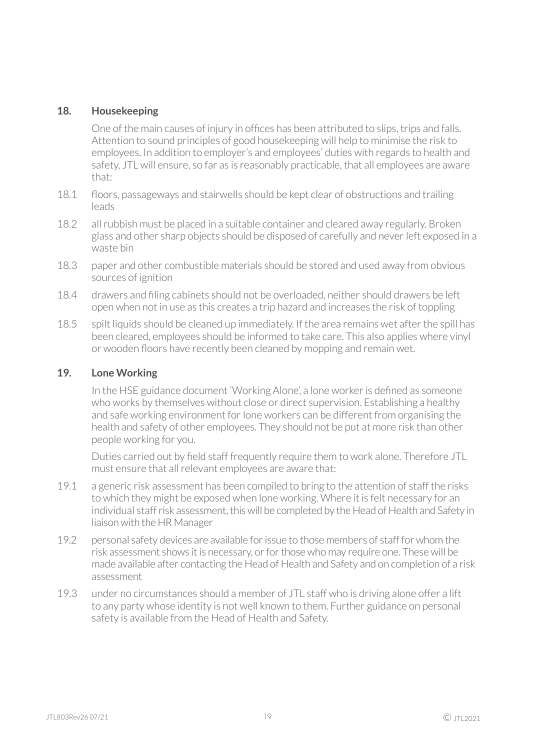## 18. Housekeeping

One of the main causes of injury in offices has been attributed to slips, trips and falls. Attention to sound principles of good housekeeping will help to minimise the risk to employees. In addition to employer's and employees' duties with regards to health and safety, JTL will ensure, so far as is reasonably practicable, that all employees are aware that:

18.1 floors, passageways and stairwells should be kept clear of obstructions and trailing leads

18.2 all rubbish must be placed in a suitable container and cleared away regularly. Broken glass and other sharp objects should be disposed of carefully and never left exposed in a waste bin

18.3 paper and other combustible materials should be stored and used away from obvious sources of ignition

18.4 drawers and filing cabinets should not be overloaded, neither should drawers be left open when not in use as this creates a trip hazard and increases the risk of toppling

18.5 spilt liquids should be cleaned up immediately. If the area remains wet after the spill has been cleared, employees should be informed to take care. This also applies where vinyl or wooden floors have recently been cleaned by mopping and remain wet.

## 19. Lone Working

In the HSE guidance document 'Working Alone', a lone worker is defined as someone who works by themselves without close or direct supervision. Establishing a healthy and safe working environment for lone workers can be different from organising the health and safety of other employees. They should not be put at more risk than other people working for you.

Duties carried out by field staff frequently require them to work alone. Therefore JTL must ensure that all relevant employees are aware that:

19.1 a generic risk assessment has been compiled to bring to the attention of staff the risks to which they might be exposed when lone working. Where it is felt necessary for an individual staff risk assessment, this will be completed by the Head of Health and Safety in liaison with the HR Manager

19.2 personal safety devices are available for issue to those members of staff for whom the risk assessment shows it is necessary, or for those who may require one. These will be made available after contacting the Head of Health and Safety and on completion of a risk assessment

19.3 under no circumstances should a member of JTL staff who is driving alone offer a lift to any party whose identity is not well known to them. Further guidance on personal safety is available from the Head of Health and Safety.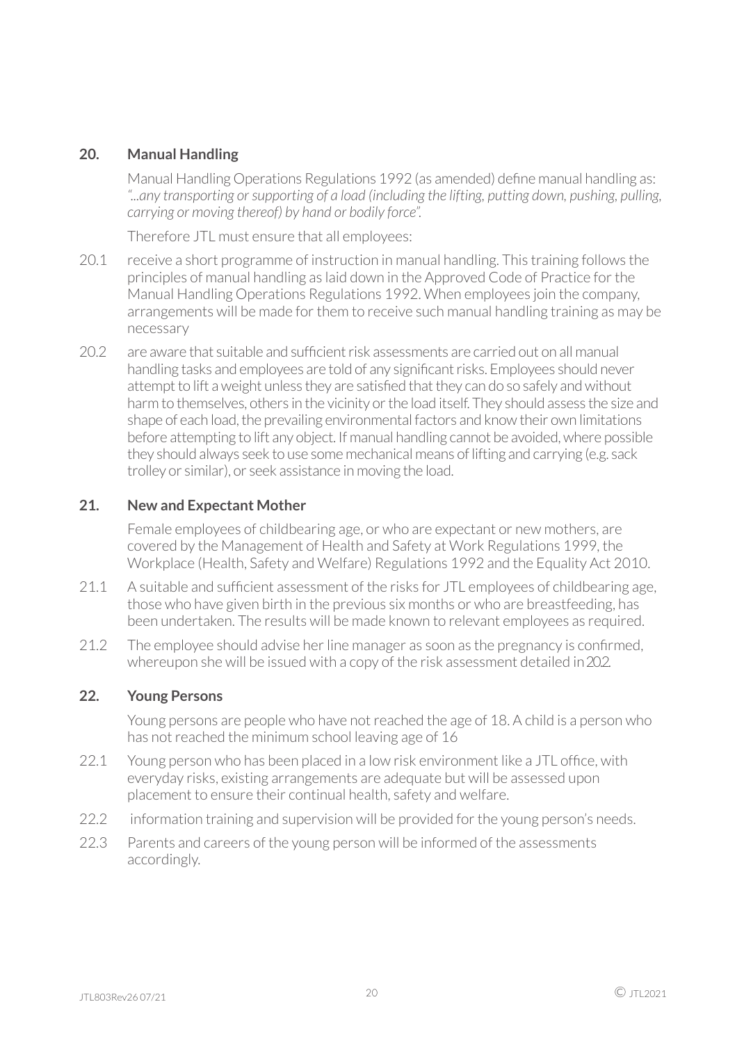## 20. Manual Handling

Manual Handling Operations Regulations 1992 (as amended) define manual handling as: *"...any transporting or supporting of a load (including the lifting, putting down, pushing, pulling, carrying or moving thereof) by hand or bodily force".*

Therefore JTL must ensure that all employees:

20.1 receive a short programme of instruction in manual handling. This training follows the principles of manual handling as laid down in the Approved Code of Practice for the Manual Handling Operations Regulations 1992. When employees join the company, arrangements will be made for them to receive such manual handling training as may be necessary

20.2 are aware that suitable and sufficient risk assessments are carried out on all manual handling tasks and employees are told of any significant risks. Employees should never attempt to lift a weight unless they are satisfied that they can do so safely and without harm to themselves, others in the vicinity or the load itself. They should assess the size and shape of each load, the prevailing environmental factors and know their own limitations before attempting to lift any object. If manual handling cannot be avoided, where possible they should always seek to use some mechanical means of lifting and carrying (e.g. sack trolley or similar), or seek assistance in moving the load.

## 21. New and Expectant Mother

Female employees of childbearing age, or who are expectant or new mothers, are covered by the Management of Health and Safety at Work Regulations 1999, the Workplace (Health, Safety and Welfare) Regulations 1992 and the Equality Act 2010.

21.1 A suitable and sufficient assessment of the risks for JTL employees of childbearing age, those who have given birth in the previous six months or who are breastfeeding, has been undertaken. The results will be made known to relevant employees as required.

21.2 The employee should advise her line manager as soon as the pregnancy is confirmed, whereupon she will be issued with a copy of the risk assessment detailed in 20.2.

## 22. Young Persons

Young persons are people who have not reached the age of 18. A child is a person who has not reached the minimum school leaving age of 16

22.1 Young person who has been placed in a low risk environment like a JTL office, with everyday risks, existing arrangements are adequate but will be assessed upon placement to ensure their continual health, safety and welfare.

22.2 information training and supervision will be provided for the young person's needs.

22.3 Parents and careers of the young person will be informed of the assessments accordingly.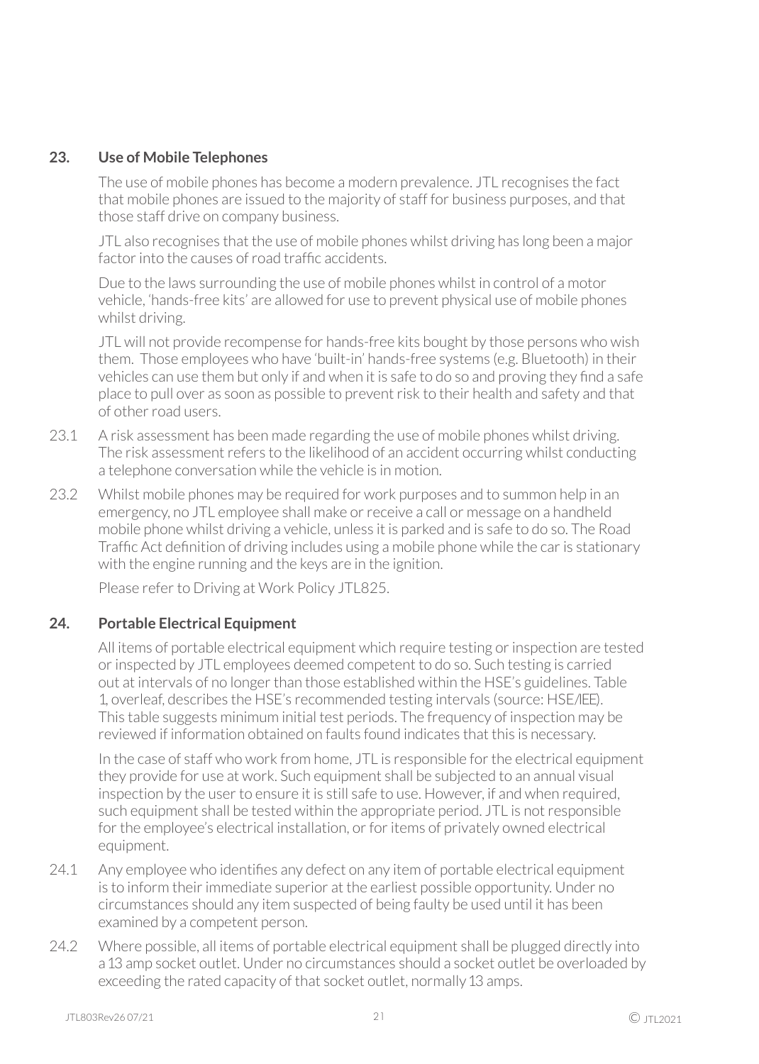## 23. Use of Mobile Telephones

The use of mobile phones has become a modern prevalence. JTL recognises the fact that mobile phones are issued to the majority of staff for business purposes, and that those staff drive on company business.

JTL also recognises that the use of mobile phones whilst driving has long been a major factor into the causes of road traffic accidents.

Due to the laws surrounding the use of mobile phones whilst in control of a motor vehicle, 'hands-free kits' are allowed for use to prevent physical use of mobile phones whilst driving.

JTL will not provide recompense for hands-free kits bought by those persons who wish them. Those employees who have 'built-in' hands-free systems (e.g. Bluetooth) in their vehicles can use them but only if and when it is safe to do so and proving they find a safe place to pull over as soon as possible to prevent risk to their health and safety and that of other road users.

23.1 A risk assessment has been made regarding the use of mobile phones whilst driving. The risk assessment refers to the likelihood of an accident occurring whilst conducting a telephone conversation while the vehicle is in motion.

23.2 Whilst mobile phones may be required for work purposes and to summon help in an emergency, no JTL employee shall make or receive a call or message on a handheld mobile phone whilst driving a vehicle, unless it is parked and is safe to do so. The Road Traffic Act definition of driving includes using a mobile phone while the car is stationary with the engine running and the keys are in the ignition.

Please refer to Driving at Work Policy JTL825.

## 24. Portable Electrical Equipment

All items of portable electrical equipment which require testing or inspection are tested or inspected by JTL employees deemed competent to do so. Such testing is carried out at intervals of no longer than those established within the HSE's guidelines. Table 1, overleaf, describes the HSE's recommended testing intervals (source: HSE/IEE). This table suggests minimum initial test periods. The frequency of inspection may be reviewed if information obtained on faults found indicates that this is necessary.

In the case of staff who work from home, JTL is responsible for the electrical equipment they provide for use at work. Such equipment shall be subjected to an annual visual inspection by the user to ensure it is still safe to use. However, if and when required, such equipment shall be tested within the appropriate period. JTL is not responsible for the employee's electrical installation, or for items of privately owned electrical equipment.

24.1 Any employee who identifies any defect on any item of portable electrical equipment is to inform their immediate superior at the earliest possible opportunity. Under no circumstances should any item suspected of being faulty be used until it has been examined by a competent person.

24.2 Where possible, all items of portable electrical equipment shall be plugged directly into a 13 amp socket outlet. Under no circumstances should a socket outlet be overloaded by exceeding the rated capacity of that socket outlet, normally 13 amps.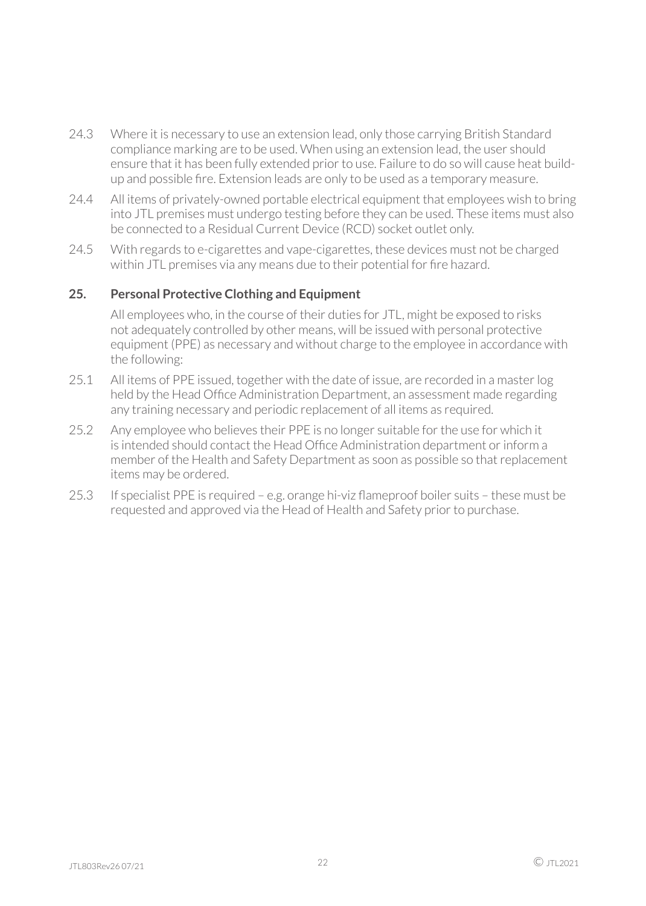24.3 Where it is necessary to use an extension lead, only those carrying British Standard compliance marking are to be used. When using an extension lead, the user should ensure that it has been fully extended prior to use. Failure to do so will cause heat build-up and possible fire. Extension leads are only to be used as a temporary measure.

24.4 All items of privately-owned portable electrical equipment that employees wish to bring into JTL premises must undergo testing before they can be used. These items must also be connected to a Residual Current Device (RCD) socket outlet only.

24.5 With regards to e-cigarettes and vape-cigarettes, these devices must not be charged within JTL premises via any means due to their potential for fire hazard.

## 25. Personal Protective Clothing and Equipment

All employees who, in the course of their duties for JTL, might be exposed to risks not adequately controlled by other means, will be issued with personal protective equipment (PPE) as necessary and without charge to the employee in accordance with the following:

25.1 All items of PPE issued, together with the date of issue, are recorded in a master log held by the Head Office Administration Department, an assessment made regarding any training necessary and periodic replacement of all items as required.

25.2 Any employee who believes their PPE is no longer suitable for the use for which it is intended should contact the Head Office Administration department or inform a member of the Health and Safety Department as soon as possible so that replacement items may be ordered.

25.3 If specialist PPE is required – e.g. orange hi-viz flameproof boiler suits – these must be requested and approved via the Head of Health and Safety prior to purchase.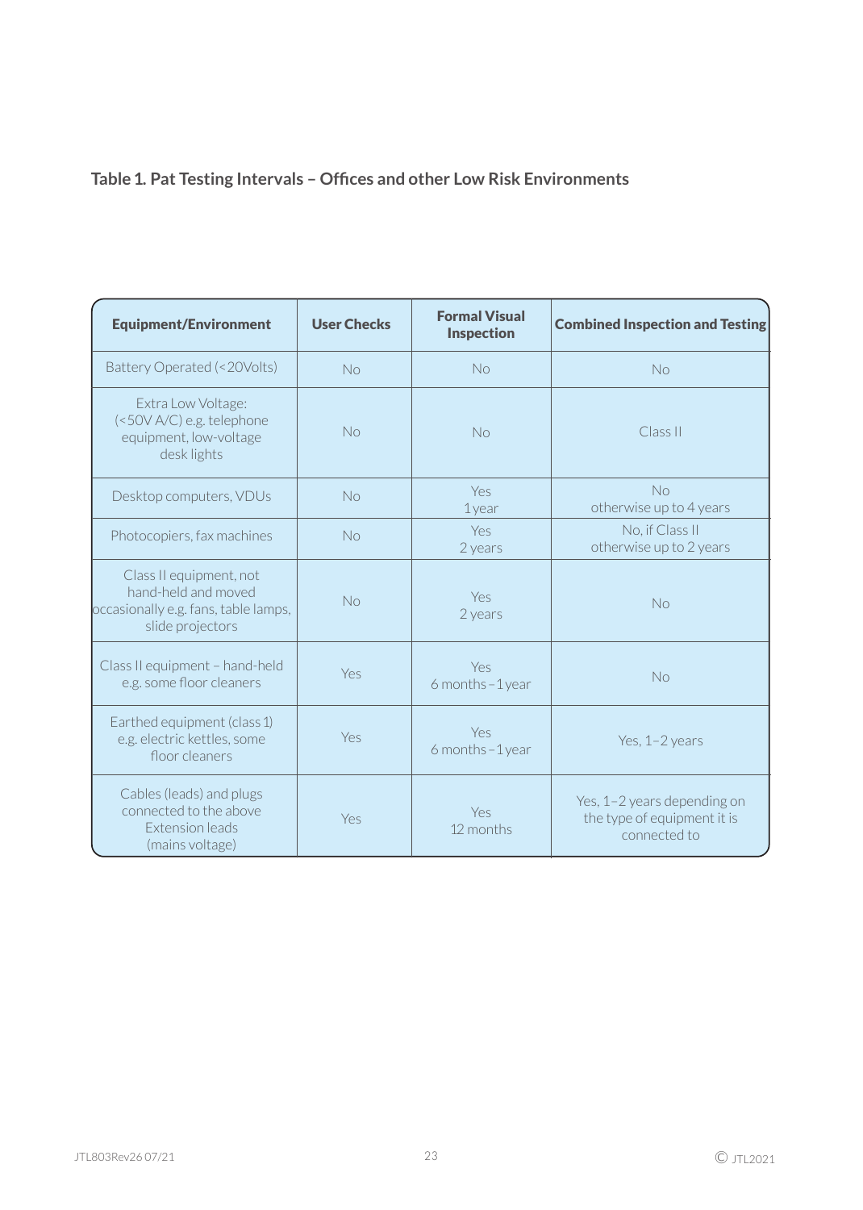**Table 1. Pat Testing Intervals – Offices and other Low Risk Environments**

| Equipment/Environment | User Checks | Formal Visual Inspection | Combined Inspection and Testing |
|---|---|---|---|
| Battery Operated (<20Volts) | No | No | No |
| Extra Low Voltage: (<50V A/C) e.g. telephone equipment, low-voltage desk lights | No | No | Class II |
| Desktop computers, VDUs | No | Yes 1 year | No otherwise up to 4 years |
| Photocopiers, fax machines | No | Yes 2 years | No, if Class II otherwise up to 2 years |
| Class II equipment, not hand-held and moved occasionally e.g. fans, table lamps, slide projectors | No | Yes 2 years | No |
| Class II equipment – hand-held e.g. some floor cleaners | Yes | Yes 6 months – 1 year | No |
| Earthed equipment (class 1) e.g. electric kettles, some floor cleaners | Yes | Yes 6 months – 1 year | Yes, 1–2 years |
| Cables (leads) and plugs connected to the above Extension leads (mains voltage) | Yes | Yes 12 months | Yes, 1–2 years depending on the type of equipment it is connected to |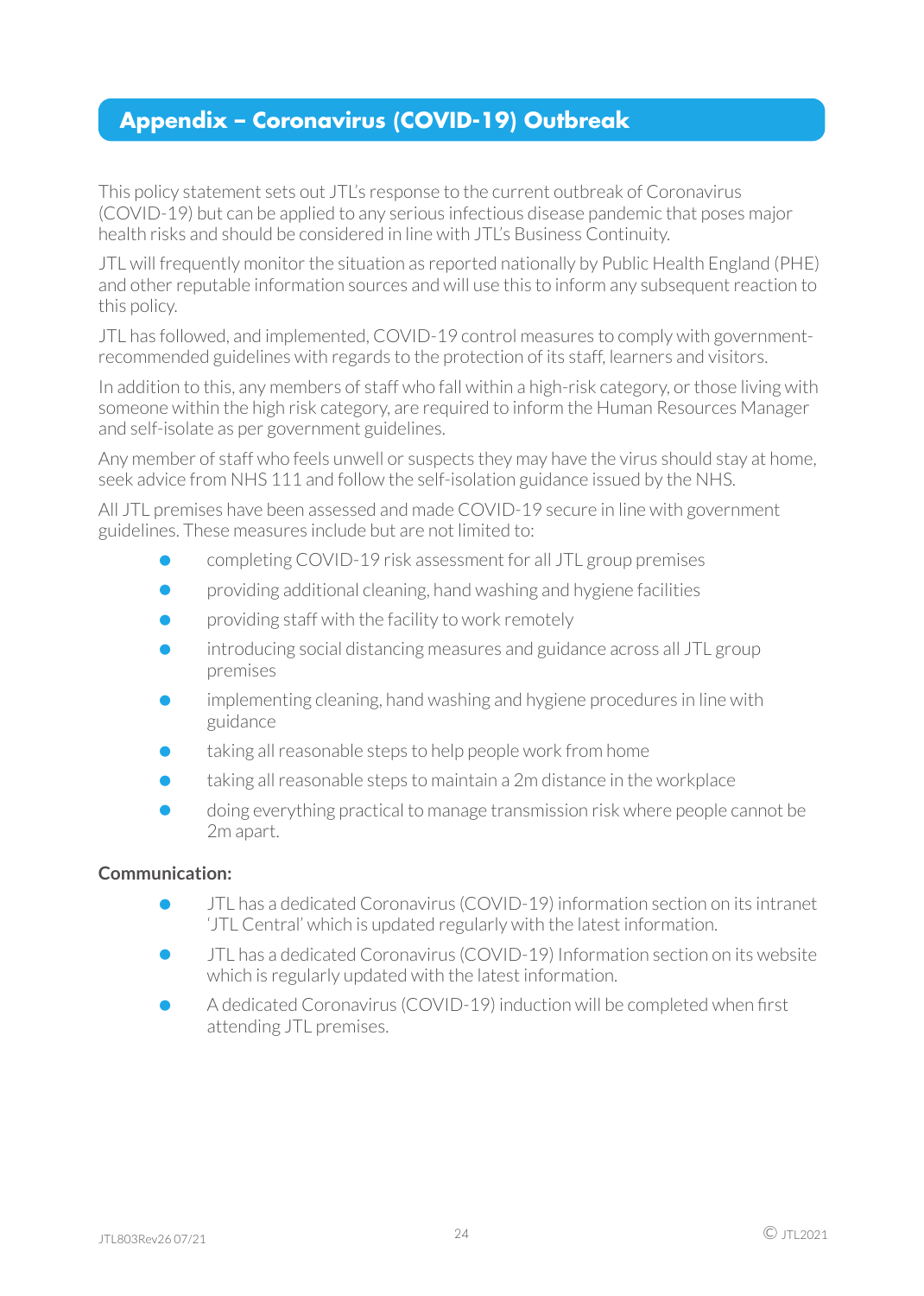## Appendix – Coronavirus (COVID-19) Outbreak

This policy statement sets out JTL's response to the current outbreak of Coronavirus (COVID-19) but can be applied to any serious infectious disease pandemic that poses major health risks and should be considered in line with JTL's Business Continuity.

JTL will frequently monitor the situation as reported nationally by Public Health England (PHE) and other reputable information sources and will use this to inform any subsequent reaction to this policy.

JTL has followed, and implemented, COVID-19 control measures to comply with government-recommended guidelines with regards to the protection of its staff, learners and visitors.

In addition to this, any members of staff who fall within a high-risk category, or those living with someone within the high risk category, are required to inform the Human Resources Manager and self-isolate as per government guidelines.

Any member of staff who feels unwell or suspects they may have the virus should stay at home, seek advice from NHS 111 and follow the self-isolation guidance issued by the NHS.

All JTL premises have been assessed and made COVID-19 secure in line with government guidelines. These measures include but are not limited to:

- completing COVID-19 risk assessment for all JTL group premises
- providing additional cleaning, hand washing and hygiene facilities
- providing staff with the facility to work remotely
- introducing social distancing measures and guidance across all JTL group premises
- implementing cleaning, hand washing and hygiene procedures in line with guidance
- taking all reasonable steps to help people work from home
- taking all reasonable steps to maintain a 2m distance in the workplace
- doing everything practical to manage transmission risk where people cannot be 2m apart.

**Communication:**

- JTL has a dedicated Coronavirus (COVID-19) information section on its intranet 'JTL Central' which is updated regularly with the latest information.
- JTL has a dedicated Coronavirus (COVID-19) Information section on its website which is regularly updated with the latest information.
- A dedicated Coronavirus (COVID-19) induction will be completed when first attending JTL premises.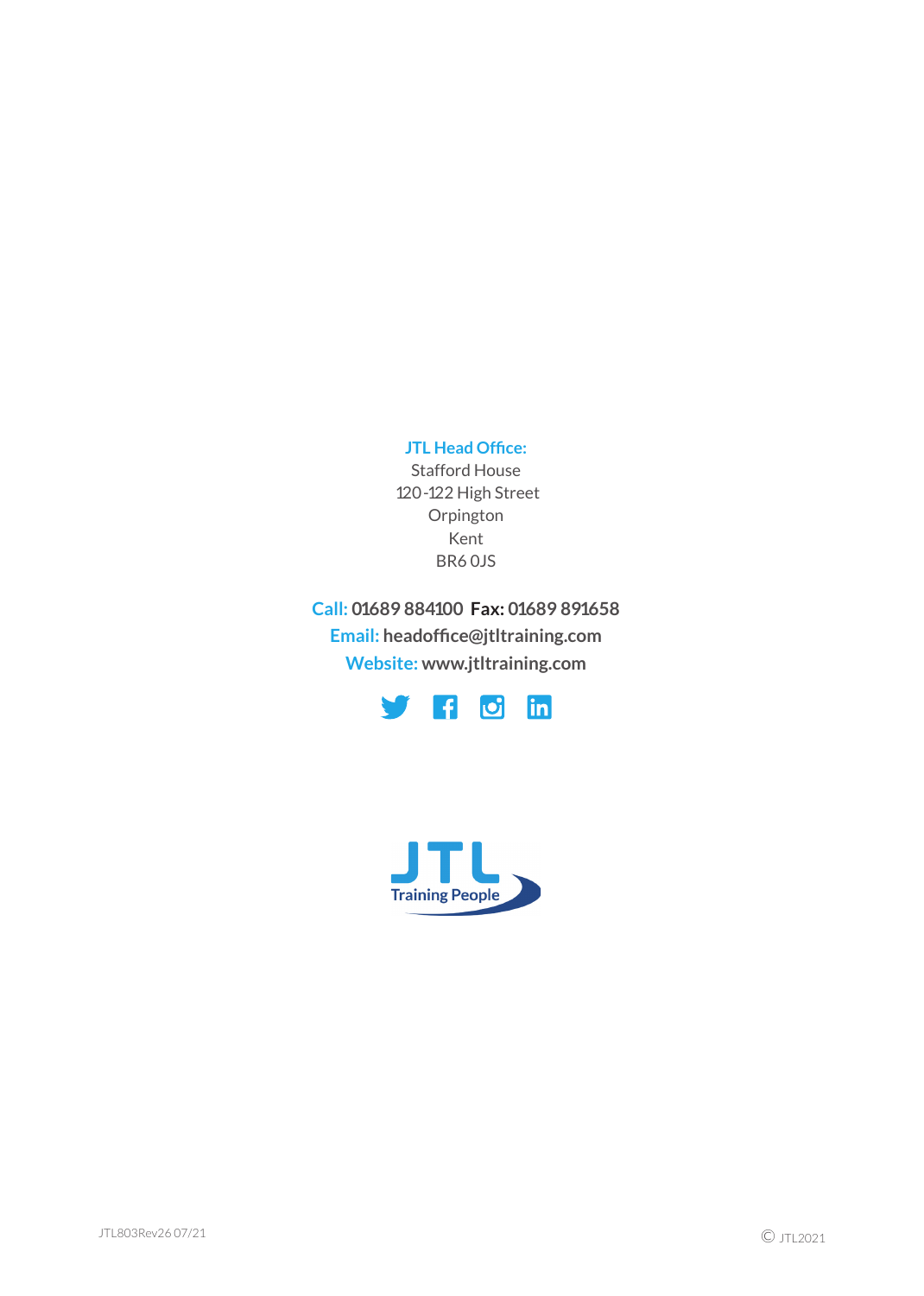**JTL Head Office:**
Stafford House
120-122 High Street
Orpington
Kent
BR6 0JS

**Call:** 01689 884100 **Fax:** 01689 891658
**Email:** headoffice@jtltraining.com
**Website:** www.jtltraining.com

JTL
Training People

JTL803Rev26 07/21

© JTL2021